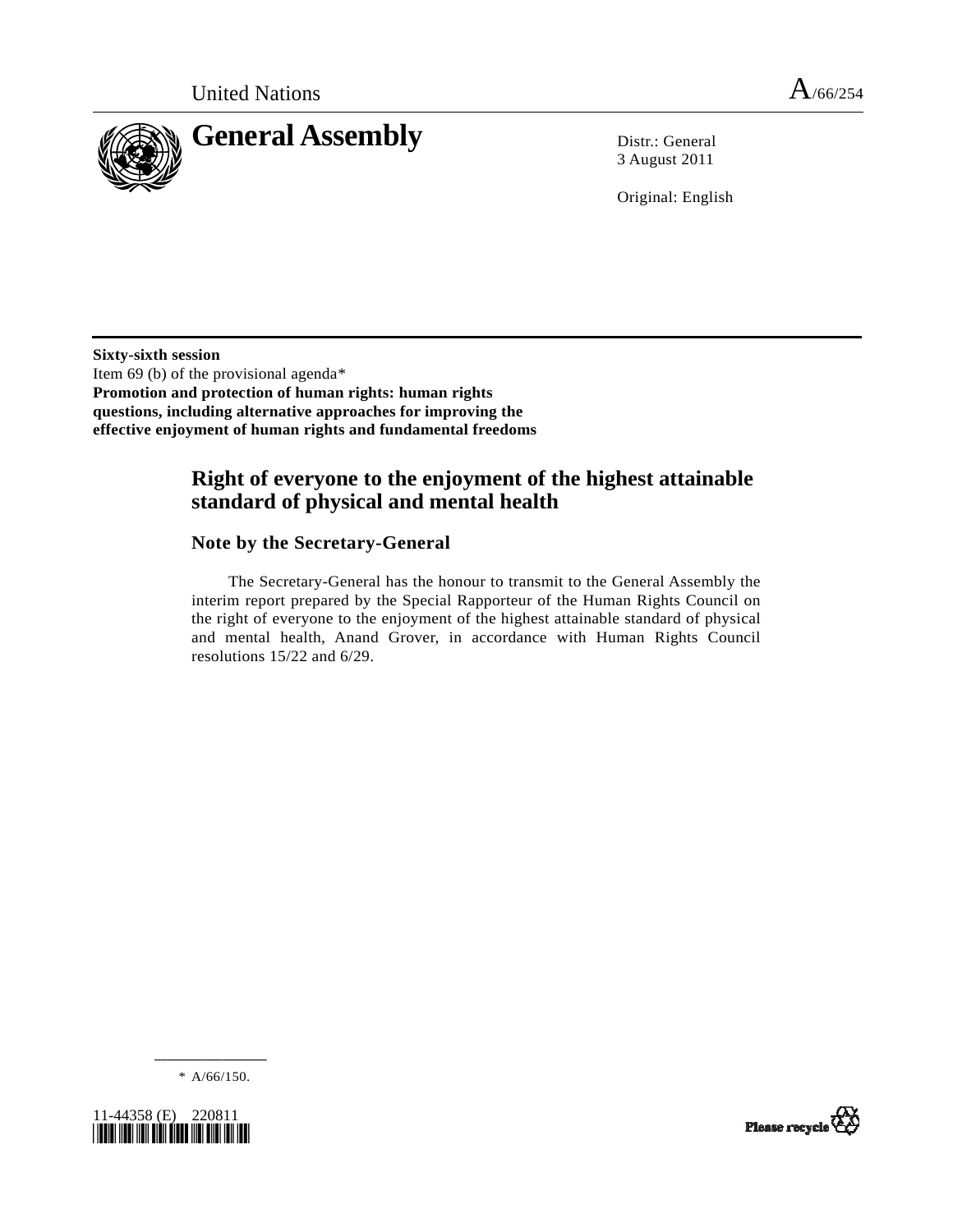United Nations A/66/254

# General Assembly

Distr.: General
3 August 2011

Original: English

**Sixty-sixth session**
Item 69 (b) of the provisional agenda*
**Promotion and protection of human rights: human rights questions, including alternative approaches for improving the effective enjoyment of human rights and fundamental freedoms**

## Right of everyone to the enjoyment of the highest attainable standard of physical and mental health

### Note by the Secretary-General

The Secretary-General has the honour to transmit to the General Assembly the interim report prepared by the Special Rapporteur of the Human Rights Council on the right of everyone to the enjoyment of the highest attainable standard of physical and mental health, Anand Grover, in accordance with Human Rights Council resolutions 15/22 and 6/29.

---

\* A/66/150.

11-44358 (E) 220811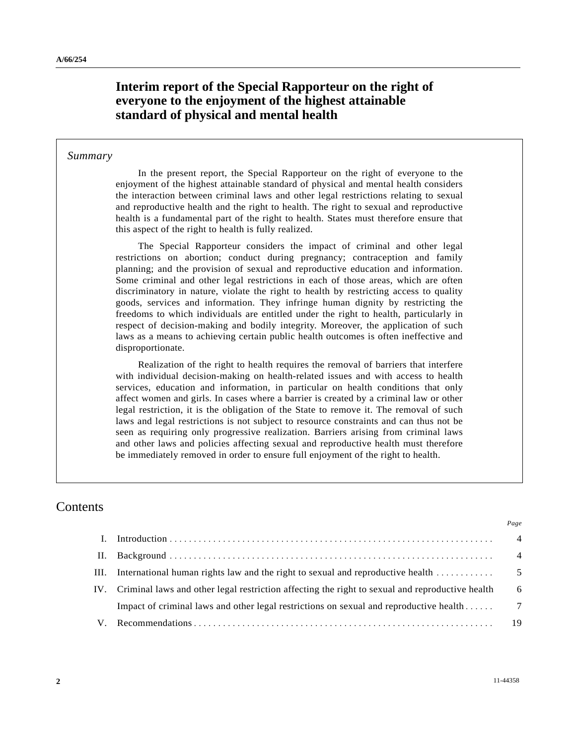# Interim report of the Special Rapporteur on the right of everyone to the enjoyment of the highest attainable standard of physical and mental health

*Summary*

In the present report, the Special Rapporteur on the right of everyone to the enjoyment of the highest attainable standard of physical and mental health considers the interaction between criminal laws and other legal restrictions relating to sexual and reproductive health and the right to health. The right to sexual and reproductive health is a fundamental part of the right to health. States must therefore ensure that this aspect of the right to health is fully realized.

The Special Rapporteur considers the impact of criminal and other legal restrictions on abortion; conduct during pregnancy; contraception and family planning; and the provision of sexual and reproductive education and information. Some criminal and other legal restrictions in each of those areas, which are often discriminatory in nature, violate the right to health by restricting access to quality goods, services and information. They infringe human dignity by restricting the freedoms to which individuals are entitled under the right to health, particularly in respect of decision-making and bodily integrity. Moreover, the application of such laws as a means to achieving certain public health outcomes is often ineffective and disproportionate.

Realization of the right to health requires the removal of barriers that interfere with individual decision-making on health-related issues and with access to health services, education and information, in particular on health conditions that only affect women and girls. In cases where a barrier is created by a criminal law or other legal restriction, it is the obligation of the State to remove it. The removal of such laws and legal restrictions is not subject to resource constraints and can thus not be seen as requiring only progressive realization. Barriers arising from criminal laws and other laws and policies affecting sexual and reproductive health must therefore be immediately removed in order to ensure full enjoyment of the right to health.

## Contents

| | | *Page* |
|---|---|---|
| I. | Introduction | 4 |
| II. | Background | 4 |
| III. | International human rights law and the right to sexual and reproductive health | 5 |
| IV. | Criminal laws and other legal restriction affecting the right to sexual and reproductive health | 6 |
| | Impact of criminal laws and other legal restrictions on sexual and reproductive health | 7 |
| V. | Recommendations | 19 |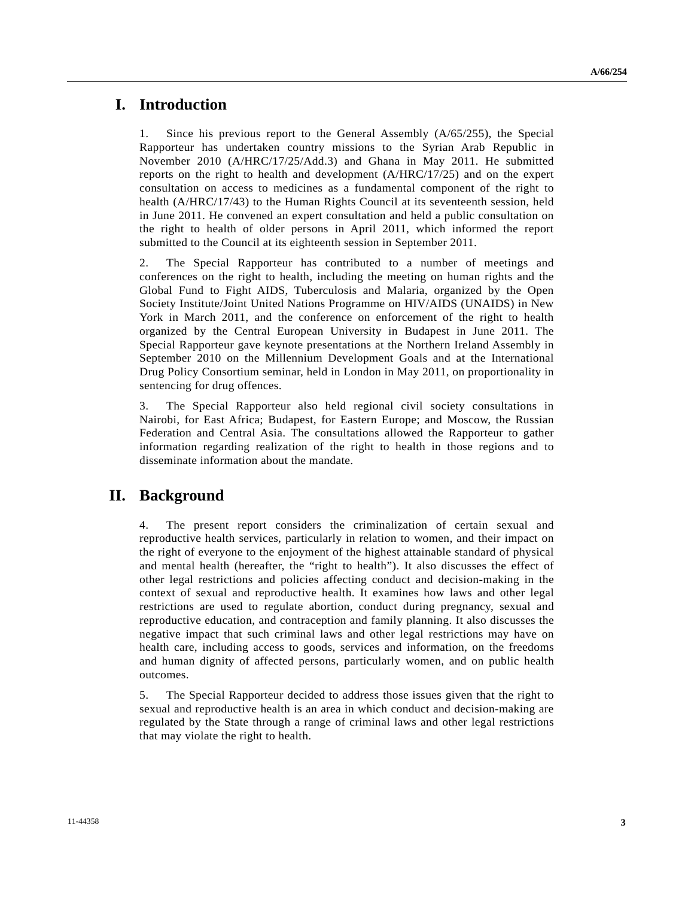# I. Introduction

1. Since his previous report to the General Assembly (A/65/255), the Special Rapporteur has undertaken country missions to the Syrian Arab Republic in November 2010 (A/HRC/17/25/Add.3) and Ghana in May 2011. He submitted reports on the right to health and development (A/HRC/17/25) and on the expert consultation on access to medicines as a fundamental component of the right to health (A/HRC/17/43) to the Human Rights Council at its seventeenth session, held in June 2011. He convened an expert consultation and held a public consultation on the right to health of older persons in April 2011, which informed the report submitted to the Council at its eighteenth session in September 2011.

2. The Special Rapporteur has contributed to a number of meetings and conferences on the right to health, including the meeting on human rights and the Global Fund to Fight AIDS, Tuberculosis and Malaria, organized by the Open Society Institute/Joint United Nations Programme on HIV/AIDS (UNAIDS) in New York in March 2011, and the conference on enforcement of the right to health organized by the Central European University in Budapest in June 2011. The Special Rapporteur gave keynote presentations at the Northern Ireland Assembly in September 2010 on the Millennium Development Goals and at the International Drug Policy Consortium seminar, held in London in May 2011, on proportionality in sentencing for drug offences.

3. The Special Rapporteur also held regional civil society consultations in Nairobi, for East Africa; Budapest, for Eastern Europe; and Moscow, the Russian Federation and Central Asia. The consultations allowed the Rapporteur to gather information regarding realization of the right to health in those regions and to disseminate information about the mandate.

# II. Background

4. The present report considers the criminalization of certain sexual and reproductive health services, particularly in relation to women, and their impact on the right of everyone to the enjoyment of the highest attainable standard of physical and mental health (hereafter, the "right to health"). It also discusses the effect of other legal restrictions and policies affecting conduct and decision-making in the context of sexual and reproductive health. It examines how laws and other legal restrictions are used to regulate abortion, conduct during pregnancy, sexual and reproductive education, and contraception and family planning. It also discusses the negative impact that such criminal laws and other legal restrictions may have on health care, including access to goods, services and information, on the freedoms and human dignity of affected persons, particularly women, and on public health outcomes.

5. The Special Rapporteur decided to address those issues given that the right to sexual and reproductive health is an area in which conduct and decision-making are regulated by the State through a range of criminal laws and other legal restrictions that may violate the right to health.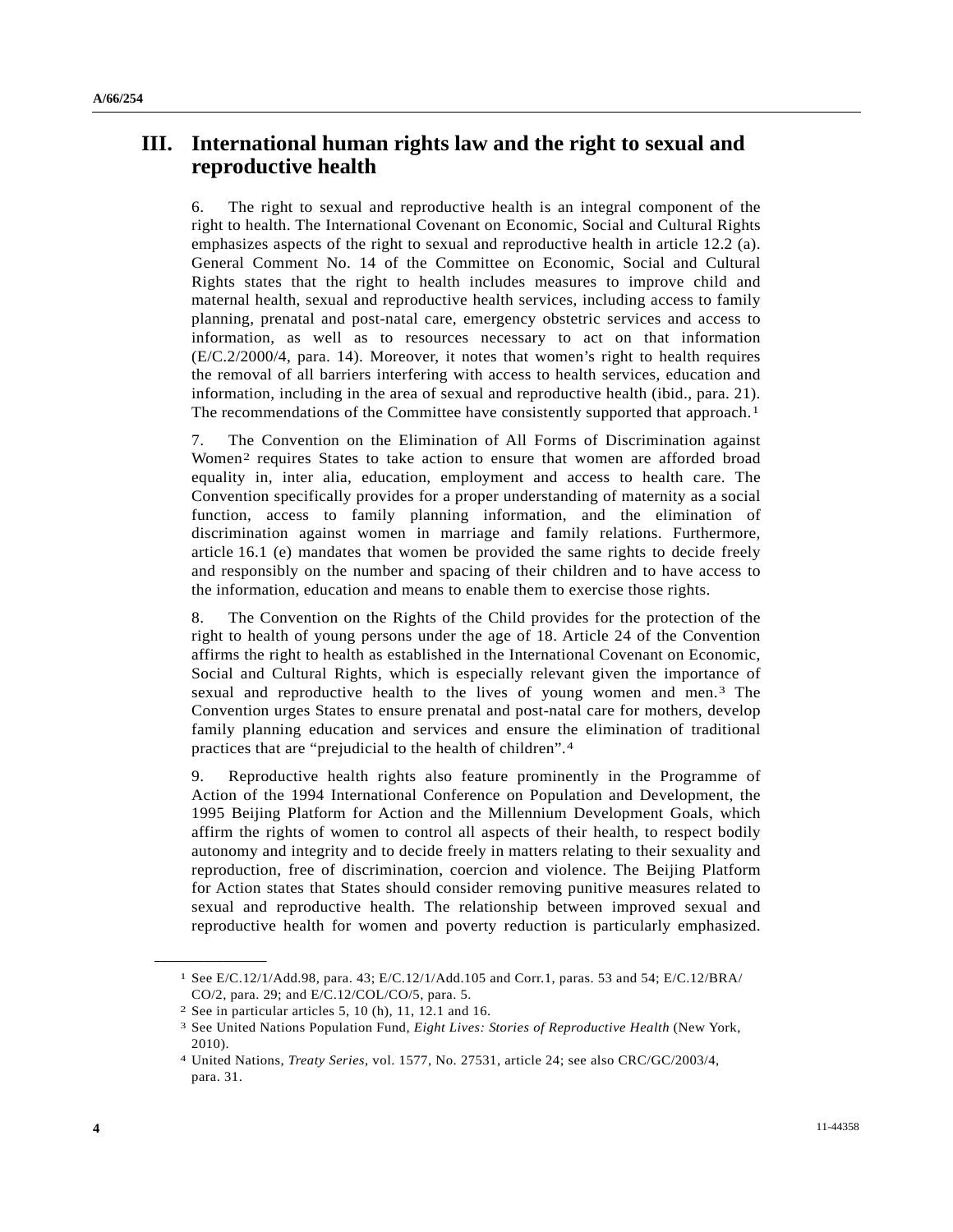## III. International human rights law and the right to sexual and reproductive health

6. The right to sexual and reproductive health is an integral component of the right to health. The International Covenant on Economic, Social and Cultural Rights emphasizes aspects of the right to sexual and reproductive health in article 12.2 (a). General Comment No. 14 of the Committee on Economic, Social and Cultural Rights states that the right to health includes measures to improve child and maternal health, sexual and reproductive health services, including access to family planning, prenatal and post-natal care, emergency obstetric services and access to information, as well as to resources necessary to act on that information (E/C.2/2000/4, para. 14). Moreover, it notes that women's right to health requires the removal of all barriers interfering with access to health services, education and information, including in the area of sexual and reproductive health (ibid., para. 21). The recommendations of the Committee have consistently supported that approach.[1]

7. The Convention on the Elimination of All Forms of Discrimination against Women[2] requires States to take action to ensure that women are afforded broad equality in, inter alia, education, employment and access to health care. The Convention specifically provides for a proper understanding of maternity as a social function, access to family planning information, and the elimination of discrimination against women in marriage and family relations. Furthermore, article 16.1 (e) mandates that women be provided the same rights to decide freely and responsibly on the number and spacing of their children and to have access to the information, education and means to enable them to exercise those rights.

8. The Convention on the Rights of the Child provides for the protection of the right to health of young persons under the age of 18. Article 24 of the Convention affirms the right to health as established in the International Covenant on Economic, Social and Cultural Rights, which is especially relevant given the importance of sexual and reproductive health to the lives of young women and men.[3] The Convention urges States to ensure prenatal and post-natal care for mothers, develop family planning education and services and ensure the elimination of traditional practices that are "prejudicial to the health of children".[4]

9. Reproductive health rights also feature prominently in the Programme of Action of the 1994 International Conference on Population and Development, the 1995 Beijing Platform for Action and the Millennium Development Goals, which affirm the rights of women to control all aspects of their health, to respect bodily autonomy and integrity and to decide freely in matters relating to their sexuality and reproduction, free of discrimination, coercion and violence. The Beijing Platform for Action states that States should consider removing punitive measures related to sexual and reproductive health. The relationship between improved sexual and reproductive health for women and poverty reduction is particularly emphasized.

---

[1] See E/C.12/1/Add.98, para. 43; E/C.12/1/Add.105 and Corr.1, paras. 53 and 54; E/C.12/BRA/CO/2, para. 29; and E/C.12/COL/CO/5, para. 5.

[2] See in particular articles 5, 10 (h), 11, 12.1 and 16.

[3] See United Nations Population Fund, *Eight Lives: Stories of Reproductive Health* (New York, 2010).

[4] United Nations, *Treaty Series*, vol. 1577, No. 27531, article 24; see also CRC/GC/2003/4, para. 31.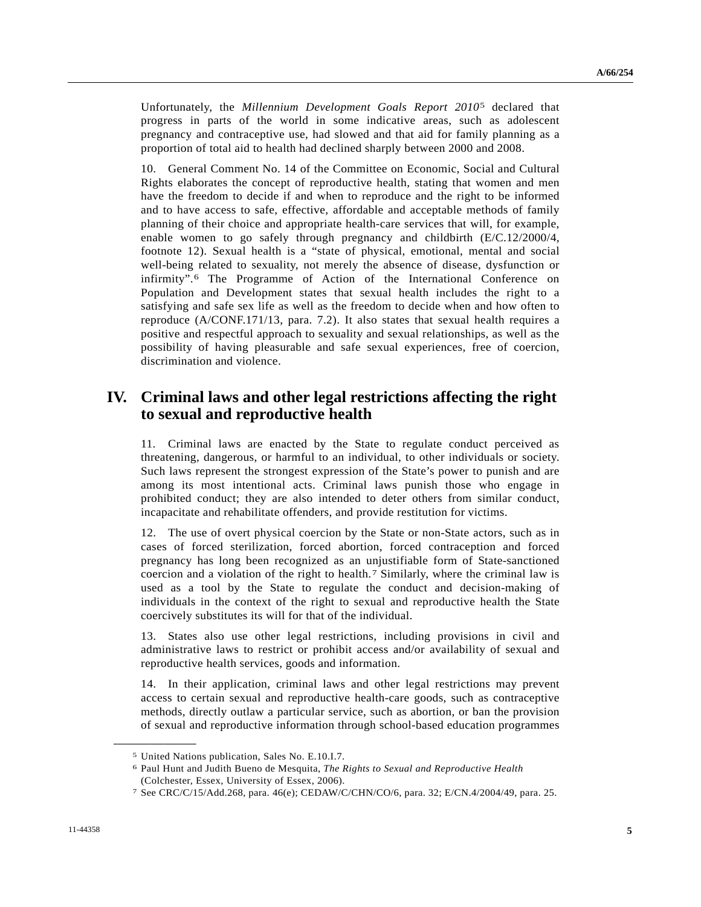Unfortunately, the *Millennium Development Goals Report 2010*[5] declared that progress in parts of the world in some indicative areas, such as adolescent pregnancy and contraceptive use, had slowed and that aid for family planning as a proportion of total aid to health had declined sharply between 2000 and 2008.

10. General Comment No. 14 of the Committee on Economic, Social and Cultural Rights elaborates the concept of reproductive health, stating that women and men have the freedom to decide if and when to reproduce and the right to be informed and to have access to safe, effective, affordable and acceptable methods of family planning of their choice and appropriate health-care services that will, for example, enable women to go safely through pregnancy and childbirth (E/C.12/2000/4, footnote 12). Sexual health is a "state of physical, emotional, mental and social well-being related to sexuality, not merely the absence of disease, dysfunction or infirmity".[6] The Programme of Action of the International Conference on Population and Development states that sexual health includes the right to a satisfying and safe sex life as well as the freedom to decide when and how often to reproduce (A/CONF.171/13, para. 7.2). It also states that sexual health requires a positive and respectful approach to sexuality and sexual relationships, as well as the possibility of having pleasurable and safe sexual experiences, free of coercion, discrimination and violence.

## IV. Criminal laws and other legal restrictions affecting the right to sexual and reproductive health

11. Criminal laws are enacted by the State to regulate conduct perceived as threatening, dangerous, or harmful to an individual, to other individuals or society. Such laws represent the strongest expression of the State's power to punish and are among its most intentional acts. Criminal laws punish those who engage in prohibited conduct; they are also intended to deter others from similar conduct, incapacitate and rehabilitate offenders, and provide restitution for victims.

12. The use of overt physical coercion by the State or non-State actors, such as in cases of forced sterilization, forced abortion, forced contraception and forced pregnancy has long been recognized as an unjustifiable form of State-sanctioned coercion and a violation of the right to health.[7] Similarly, where the criminal law is used as a tool by the State to regulate the conduct and decision-making of individuals in the context of the right to sexual and reproductive health the State coercively substitutes its will for that of the individual.

13. States also use other legal restrictions, including provisions in civil and administrative laws to restrict or prohibit access and/or availability of sexual and reproductive health services, goods and information.

14. In their application, criminal laws and other legal restrictions may prevent access to certain sexual and reproductive health-care goods, such as contraceptive methods, directly outlaw a particular service, such as abortion, or ban the provision of sexual and reproductive information through school-based education programmes

---

[5] United Nations publication, Sales No. E.10.I.7.

[6] Paul Hunt and Judith Bueno de Mesquita, *The Rights to Sexual and Reproductive Health* (Colchester, Essex, University of Essex, 2006).

[7] See CRC/C/15/Add.268, para. 46(e); CEDAW/C/CHN/CO/6, para. 32; E/CN.4/2004/49, para. 25.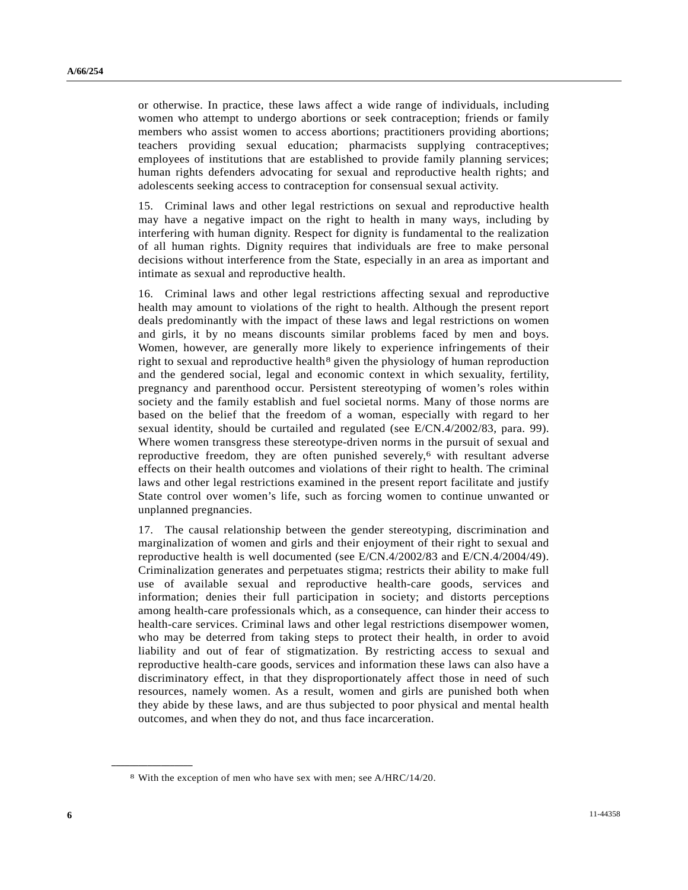or otherwise. In practice, these laws affect a wide range of individuals, including women who attempt to undergo abortions or seek contraception; friends or family members who assist women to access abortions; practitioners providing abortions; teachers providing sexual education; pharmacists supplying contraceptives; employees of institutions that are established to provide family planning services; human rights defenders advocating for sexual and reproductive health rights; and adolescents seeking access to contraception for consensual sexual activity.

15. Criminal laws and other legal restrictions on sexual and reproductive health may have a negative impact on the right to health in many ways, including by interfering with human dignity. Respect for dignity is fundamental to the realization of all human rights. Dignity requires that individuals are free to make personal decisions without interference from the State, especially in an area as important and intimate as sexual and reproductive health.

16. Criminal laws and other legal restrictions affecting sexual and reproductive health may amount to violations of the right to health. Although the present report deals predominantly with the impact of these laws and legal restrictions on women and girls, it by no means discounts similar problems faced by men and boys. Women, however, are generally more likely to experience infringements of their right to sexual and reproductive health[8] given the physiology of human reproduction and the gendered social, legal and economic context in which sexuality, fertility, pregnancy and parenthood occur. Persistent stereotyping of women's roles within society and the family establish and fuel societal norms. Many of those norms are based on the belief that the freedom of a woman, especially with regard to her sexual identity, should be curtailed and regulated (see E/CN.4/2002/83, para. 99). Where women transgress these stereotype-driven norms in the pursuit of sexual and reproductive freedom, they are often punished severely,[6] with resultant adverse effects on their health outcomes and violations of their right to health. The criminal laws and other legal restrictions examined in the present report facilitate and justify State control over women's life, such as forcing women to continue unwanted or unplanned pregnancies.

17. The causal relationship between the gender stereotyping, discrimination and marginalization of women and girls and their enjoyment of their right to sexual and reproductive health is well documented (see E/CN.4/2002/83 and E/CN.4/2004/49). Criminalization generates and perpetuates stigma; restricts their ability to make full use of available sexual and reproductive health-care goods, services and information; denies their full participation in society; and distorts perceptions among health-care professionals which, as a consequence, can hinder their access to health-care services. Criminal laws and other legal restrictions disempower women, who may be deterred from taking steps to protect their health, in order to avoid liability and out of fear of stigmatization. By restricting access to sexual and reproductive health-care goods, services and information these laws can also have a discriminatory effect, in that they disproportionately affect those in need of such resources, namely women. As a result, women and girls are punished both when they abide by these laws, and are thus subjected to poor physical and mental health outcomes, and when they do not, and thus face incarceration.

---

[8] With the exception of men who have sex with men; see A/HRC/14/20.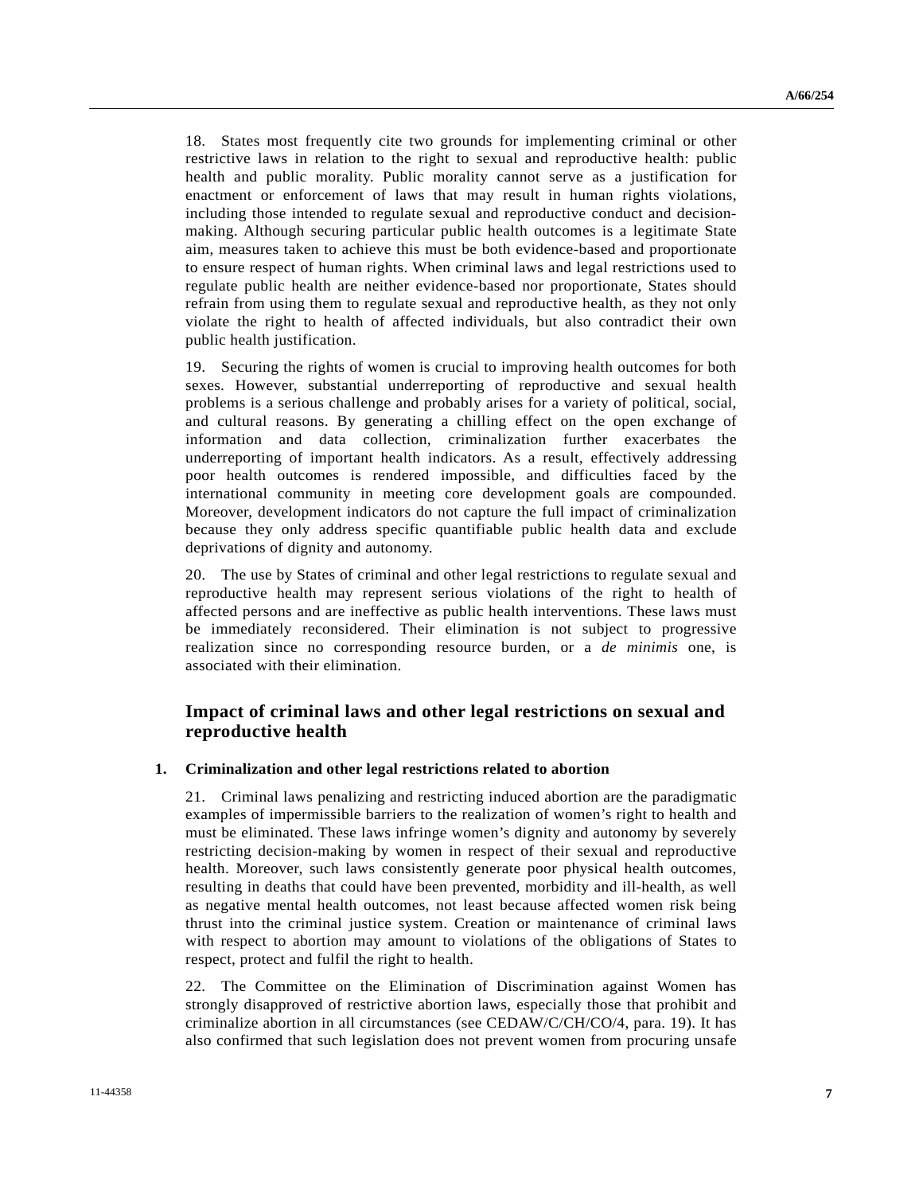18. States most frequently cite two grounds for implementing criminal or other restrictive laws in relation to the right to sexual and reproductive health: public health and public morality. Public morality cannot serve as a justification for enactment or enforcement of laws that may result in human rights violations, including those intended to regulate sexual and reproductive conduct and decision-making. Although securing particular public health outcomes is a legitimate State aim, measures taken to achieve this must be both evidence-based and proportionate to ensure respect of human rights. When criminal laws and legal restrictions used to regulate public health are neither evidence-based nor proportionate, States should refrain from using them to regulate sexual and reproductive health, as they not only violate the right to health of affected individuals, but also contradict their own public health justification.

19. Securing the rights of women is crucial to improving health outcomes for both sexes. However, substantial underreporting of reproductive and sexual health problems is a serious challenge and probably arises for a variety of political, social, and cultural reasons. By generating a chilling effect on the open exchange of information and data collection, criminalization further exacerbates the underreporting of important health indicators. As a result, effectively addressing poor health outcomes is rendered impossible, and difficulties faced by the international community in meeting core development goals are compounded. Moreover, development indicators do not capture the full impact of criminalization because they only address specific quantifiable public health data and exclude deprivations of dignity and autonomy.

20. The use by States of criminal and other legal restrictions to regulate sexual and reproductive health may represent serious violations of the right to health of affected persons and are ineffective as public health interventions. These laws must be immediately reconsidered. Their elimination is not subject to progressive realization since no corresponding resource burden, or a *de minimis* one, is associated with their elimination.

## Impact of criminal laws and other legal restrictions on sexual and reproductive health

### 1. Criminalization and other legal restrictions related to abortion

21. Criminal laws penalizing and restricting induced abortion are the paradigmatic examples of impermissible barriers to the realization of women's right to health and must be eliminated. These laws infringe women's dignity and autonomy by severely restricting decision-making by women in respect of their sexual and reproductive health. Moreover, such laws consistently generate poor physical health outcomes, resulting in deaths that could have been prevented, morbidity and ill-health, as well as negative mental health outcomes, not least because affected women risk being thrust into the criminal justice system. Creation or maintenance of criminal laws with respect to abortion may amount to violations of the obligations of States to respect, protect and fulfil the right to health.

22. The Committee on the Elimination of Discrimination against Women has strongly disapproved of restrictive abortion laws, especially those that prohibit and criminalize abortion in all circumstances (see CEDAW/C/CH/CO/4, para. 19). It has also confirmed that such legislation does not prevent women from procuring unsafe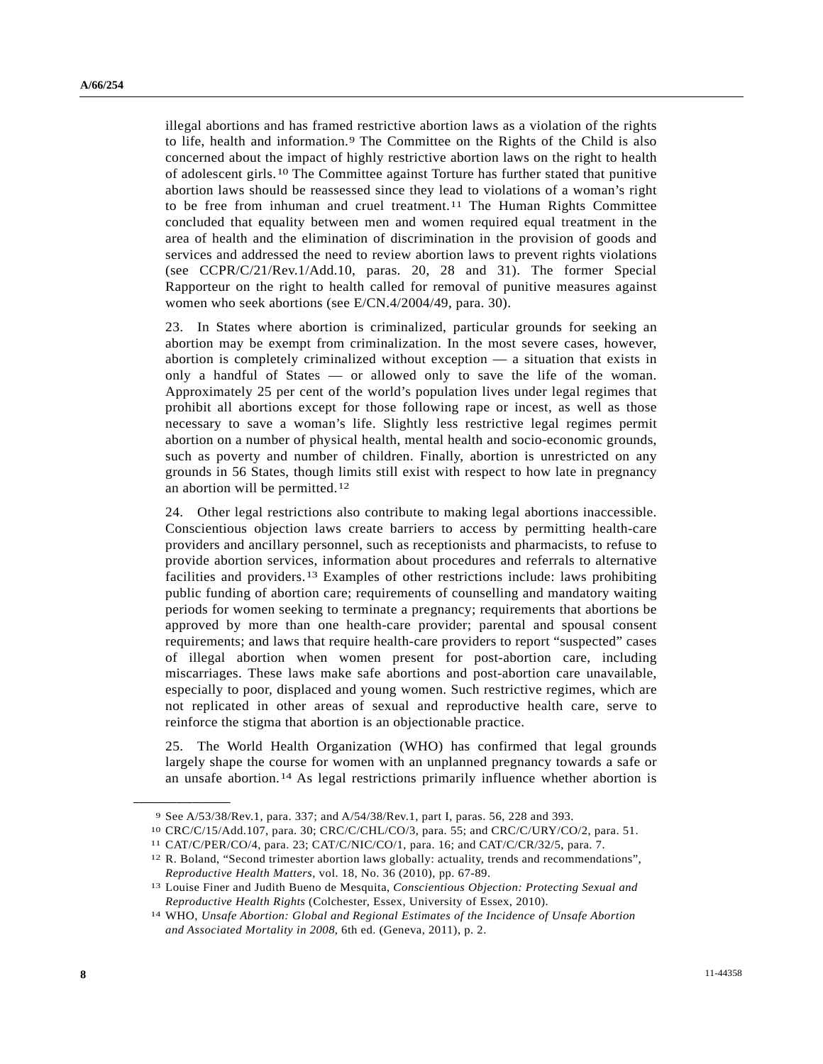illegal abortions and has framed restrictive abortion laws as a violation of the rights to life, health and information.[9] The Committee on the Rights of the Child is also concerned about the impact of highly restrictive abortion laws on the right to health of adolescent girls.[10] The Committee against Torture has further stated that punitive abortion laws should be reassessed since they lead to violations of a woman's right to be free from inhuman and cruel treatment.[11] The Human Rights Committee concluded that equality between men and women required equal treatment in the area of health and the elimination of discrimination in the provision of goods and services and addressed the need to review abortion laws to prevent rights violations (see CCPR/C/21/Rev.1/Add.10, paras. 20, 28 and 31). The former Special Rapporteur on the right to health called for removal of punitive measures against women who seek abortions (see E/CN.4/2004/49, para. 30).

23. In States where abortion is criminalized, particular grounds for seeking an abortion may be exempt from criminalization. In the most severe cases, however, abortion is completely criminalized without exception — a situation that exists in only a handful of States — or allowed only to save the life of the woman. Approximately 25 per cent of the world's population lives under legal regimes that prohibit all abortions except for those following rape or incest, as well as those necessary to save a woman's life. Slightly less restrictive legal regimes permit abortion on a number of physical health, mental health and socio-economic grounds, such as poverty and number of children. Finally, abortion is unrestricted on any grounds in 56 States, though limits still exist with respect to how late in pregnancy an abortion will be permitted.[12]

24. Other legal restrictions also contribute to making legal abortions inaccessible. Conscientious objection laws create barriers to access by permitting health-care providers and ancillary personnel, such as receptionists and pharmacists, to refuse to provide abortion services, information about procedures and referrals to alternative facilities and providers.[13] Examples of other restrictions include: laws prohibiting public funding of abortion care; requirements of counselling and mandatory waiting periods for women seeking to terminate a pregnancy; requirements that abortions be approved by more than one health-care provider; parental and spousal consent requirements; and laws that require health-care providers to report "suspected" cases of illegal abortion when women present for post-abortion care, including miscarriages. These laws make safe abortions and post-abortion care unavailable, especially to poor, displaced and young women. Such restrictive regimes, which are not replicated in other areas of sexual and reproductive health care, serve to reinforce the stigma that abortion is an objectionable practice.

25. The World Health Organization (WHO) has confirmed that legal grounds largely shape the course for women with an unplanned pregnancy towards a safe or an unsafe abortion.[14] As legal restrictions primarily influence whether abortion is

---

[9] See A/53/38/Rev.1, para. 337; and A/54/38/Rev.1, part I, paras. 56, 228 and 393.

[10] CRC/C/15/Add.107, para. 30; CRC/C/CHL/CO/3, para. 55; and CRC/C/URY/CO/2, para. 51.

[11] CAT/C/PER/CO/4, para. 23; CAT/C/NIC/CO/1, para. 16; and CAT/C/CR/32/5, para. 7.

[12] R. Boland, "Second trimester abortion laws globally: actuality, trends and recommendations", *Reproductive Health Matters*, vol. 18, No. 36 (2010), pp. 67-89.

[13] Louise Finer and Judith Bueno de Mesquita, *Conscientious Objection: Protecting Sexual and Reproductive Health Rights* (Colchester, Essex, University of Essex, 2010).

[14] WHO, *Unsafe Abortion: Global and Regional Estimates of the Incidence of Unsafe Abortion and Associated Mortality in 2008*, 6th ed. (Geneva, 2011), p. 2.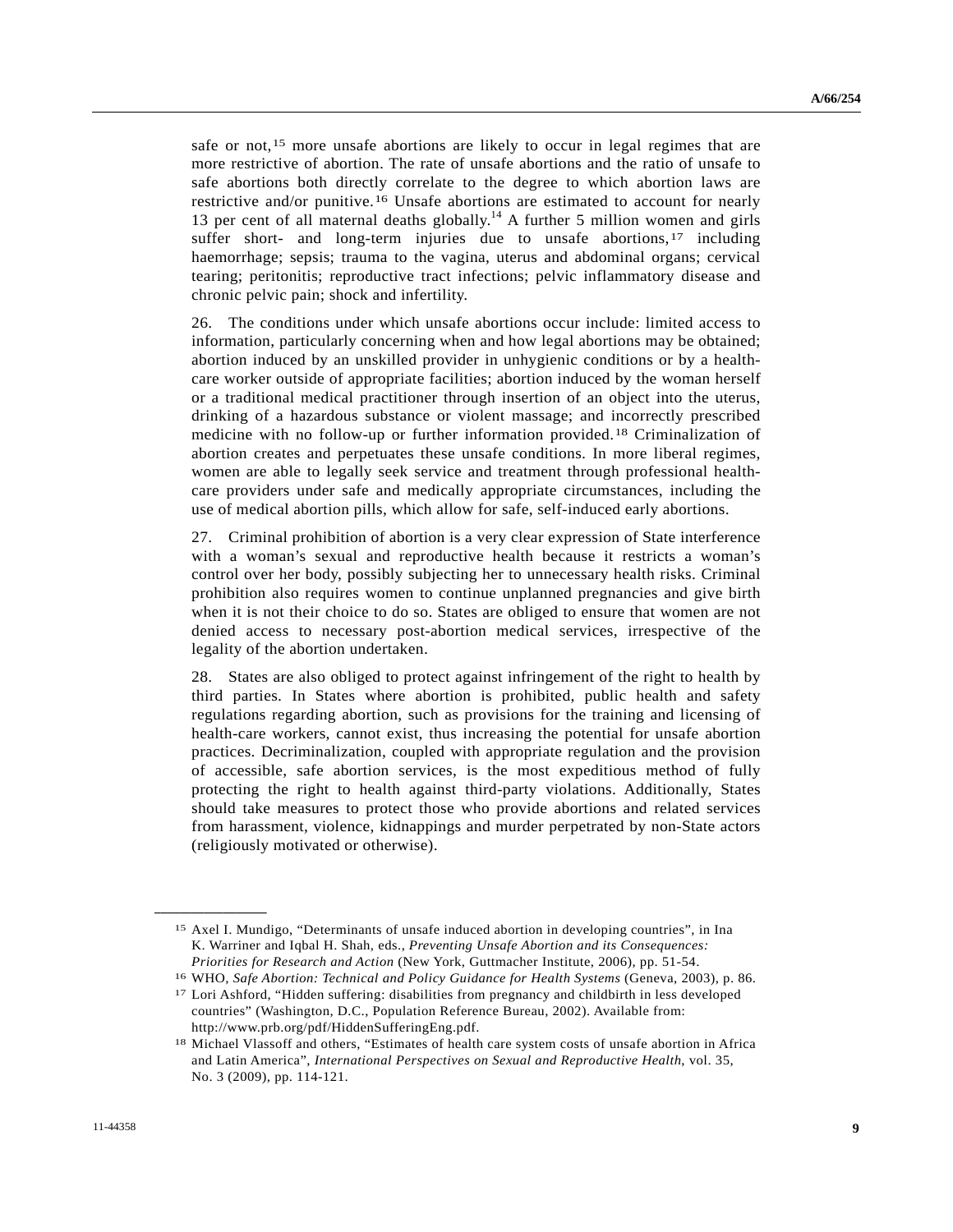safe or not,[15] more unsafe abortions are likely to occur in legal regimes that are more restrictive of abortion. The rate of unsafe abortions and the ratio of unsafe to safe abortions both directly correlate to the degree to which abortion laws are restrictive and/or punitive.[16] Unsafe abortions are estimated to account for nearly 13 per cent of all maternal deaths globally.[14] A further 5 million women and girls suffer short- and long-term injuries due to unsafe abortions,[17] including haemorrhage; sepsis; trauma to the vagina, uterus and abdominal organs; cervical tearing; peritonitis; reproductive tract infections; pelvic inflammatory disease and chronic pelvic pain; shock and infertility.

26. The conditions under which unsafe abortions occur include: limited access to information, particularly concerning when and how legal abortions may be obtained; abortion induced by an unskilled provider in unhygienic conditions or by a health-care worker outside of appropriate facilities; abortion induced by the woman herself or a traditional medical practitioner through insertion of an object into the uterus, drinking of a hazardous substance or violent massage; and incorrectly prescribed medicine with no follow-up or further information provided.[18] Criminalization of abortion creates and perpetuates these unsafe conditions. In more liberal regimes, women are able to legally seek service and treatment through professional health-care providers under safe and medically appropriate circumstances, including the use of medical abortion pills, which allow for safe, self-induced early abortions.

27. Criminal prohibition of abortion is a very clear expression of State interference with a woman's sexual and reproductive health because it restricts a woman's control over her body, possibly subjecting her to unnecessary health risks. Criminal prohibition also requires women to continue unplanned pregnancies and give birth when it is not their choice to do so. States are obliged to ensure that women are not denied access to necessary post-abortion medical services, irrespective of the legality of the abortion undertaken.

28. States are also obliged to protect against infringement of the right to health by third parties. In States where abortion is prohibited, public health and safety regulations regarding abortion, such as provisions for the training and licensing of health-care workers, cannot exist, thus increasing the potential for unsafe abortion practices. Decriminalization, coupled with appropriate regulation and the provision of accessible, safe abortion services, is the most expeditious method of fully protecting the right to health against third-party violations. Additionally, States should take measures to protect those who provide abortions and related services from harassment, violence, kidnappings and murder perpetrated by non-State actors (religiously motivated or otherwise).

---

[15] Axel I. Mundigo, "Determinants of unsafe induced abortion in developing countries", in Ina K. Warriner and Iqbal H. Shah, eds., *Preventing Unsafe Abortion and its Consequences: Priorities for Research and Action* (New York, Guttmacher Institute, 2006), pp. 51-54.

[16] WHO, *Safe Abortion: Technical and Policy Guidance for Health Systems* (Geneva, 2003), p. 86.

[17] Lori Ashford, "Hidden suffering: disabilities from pregnancy and childbirth in less developed countries" (Washington, D.C., Population Reference Bureau, 2002). Available from: http://www.prb.org/pdf/HiddenSufferingEng.pdf.

[18] Michael Vlassoff and others, "Estimates of health care system costs of unsafe abortion in Africa and Latin America", *International Perspectives on Sexual and Reproductive Health*, vol. 35, No. 3 (2009), pp. 114-121.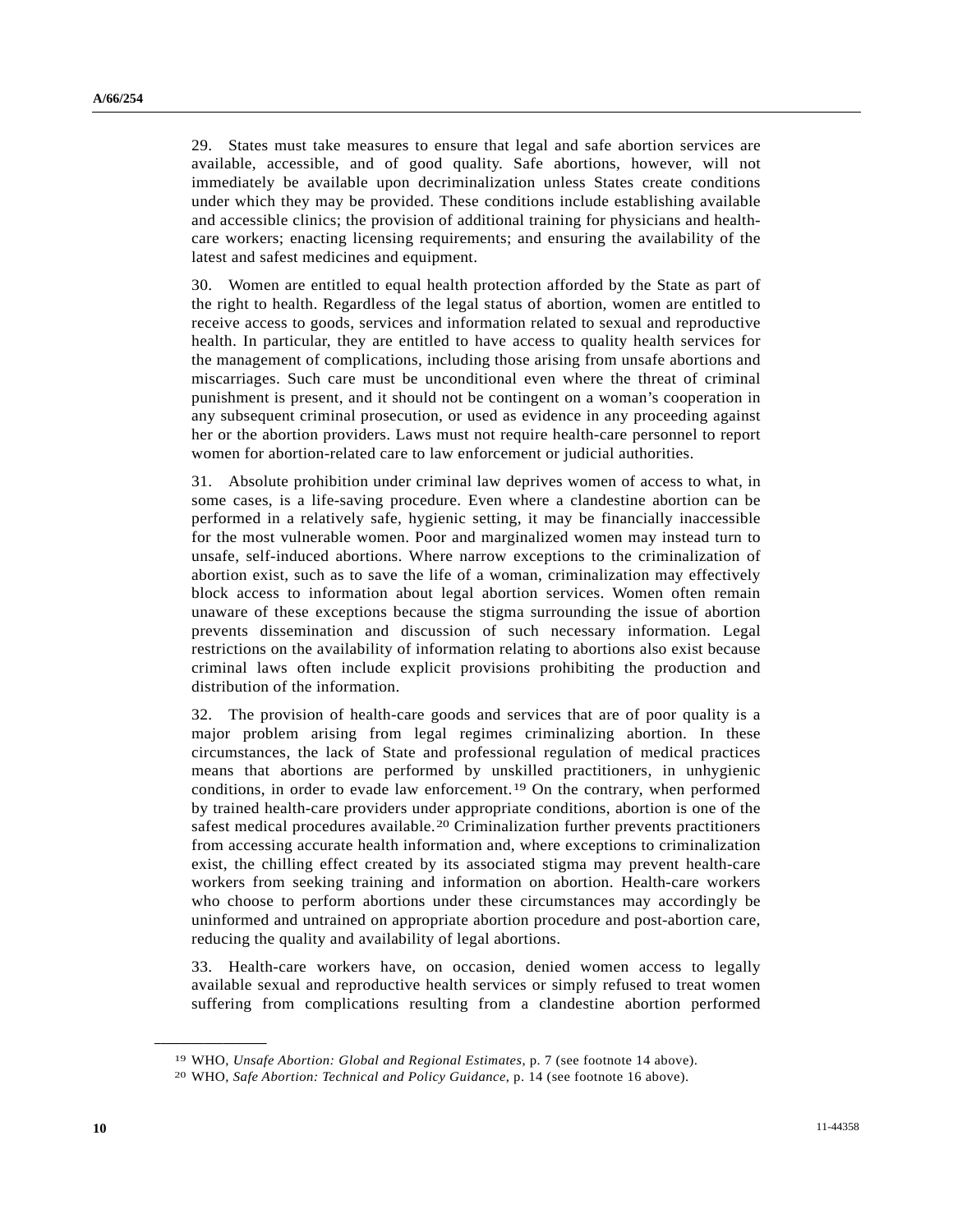29. States must take measures to ensure that legal and safe abortion services are available, accessible, and of good quality. Safe abortions, however, will not immediately be available upon decriminalization unless States create conditions under which they may be provided. These conditions include establishing available and accessible clinics; the provision of additional training for physicians and health-care workers; enacting licensing requirements; and ensuring the availability of the latest and safest medicines and equipment.

30. Women are entitled to equal health protection afforded by the State as part of the right to health. Regardless of the legal status of abortion, women are entitled to receive access to goods, services and information related to sexual and reproductive health. In particular, they are entitled to have access to quality health services for the management of complications, including those arising from unsafe abortions and miscarriages. Such care must be unconditional even where the threat of criminal punishment is present, and it should not be contingent on a woman's cooperation in any subsequent criminal prosecution, or used as evidence in any proceeding against her or the abortion providers. Laws must not require health-care personnel to report women for abortion-related care to law enforcement or judicial authorities.

31. Absolute prohibition under criminal law deprives women of access to what, in some cases, is a life-saving procedure. Even where a clandestine abortion can be performed in a relatively safe, hygienic setting, it may be financially inaccessible for the most vulnerable women. Poor and marginalized women may instead turn to unsafe, self-induced abortions. Where narrow exceptions to the criminalization of abortion exist, such as to save the life of a woman, criminalization may effectively block access to information about legal abortion services. Women often remain unaware of these exceptions because the stigma surrounding the issue of abortion prevents dissemination and discussion of such necessary information. Legal restrictions on the availability of information relating to abortions also exist because criminal laws often include explicit provisions prohibiting the production and distribution of the information.

32. The provision of health-care goods and services that are of poor quality is a major problem arising from legal regimes criminalizing abortion. In these circumstances, the lack of State and professional regulation of medical practices means that abortions are performed by unskilled practitioners, in unhygienic conditions, in order to evade law enforcement.[19] On the contrary, when performed by trained health-care providers under appropriate conditions, abortion is one of the safest medical procedures available.[20] Criminalization further prevents practitioners from accessing accurate health information and, where exceptions to criminalization exist, the chilling effect created by its associated stigma may prevent health-care workers from seeking training and information on abortion. Health-care workers who choose to perform abortions under these circumstances may accordingly be uninformed and untrained on appropriate abortion procedure and post-abortion care, reducing the quality and availability of legal abortions.

33. Health-care workers have, on occasion, denied women access to legally available sexual and reproductive health services or simply refused to treat women suffering from complications resulting from a clandestine abortion performed

---

[19] WHO, *Unsafe Abortion: Global and Regional Estimates*, p. 7 (see footnote 14 above).

[20] WHO, *Safe Abortion: Technical and Policy Guidance*, p. 14 (see footnote 16 above).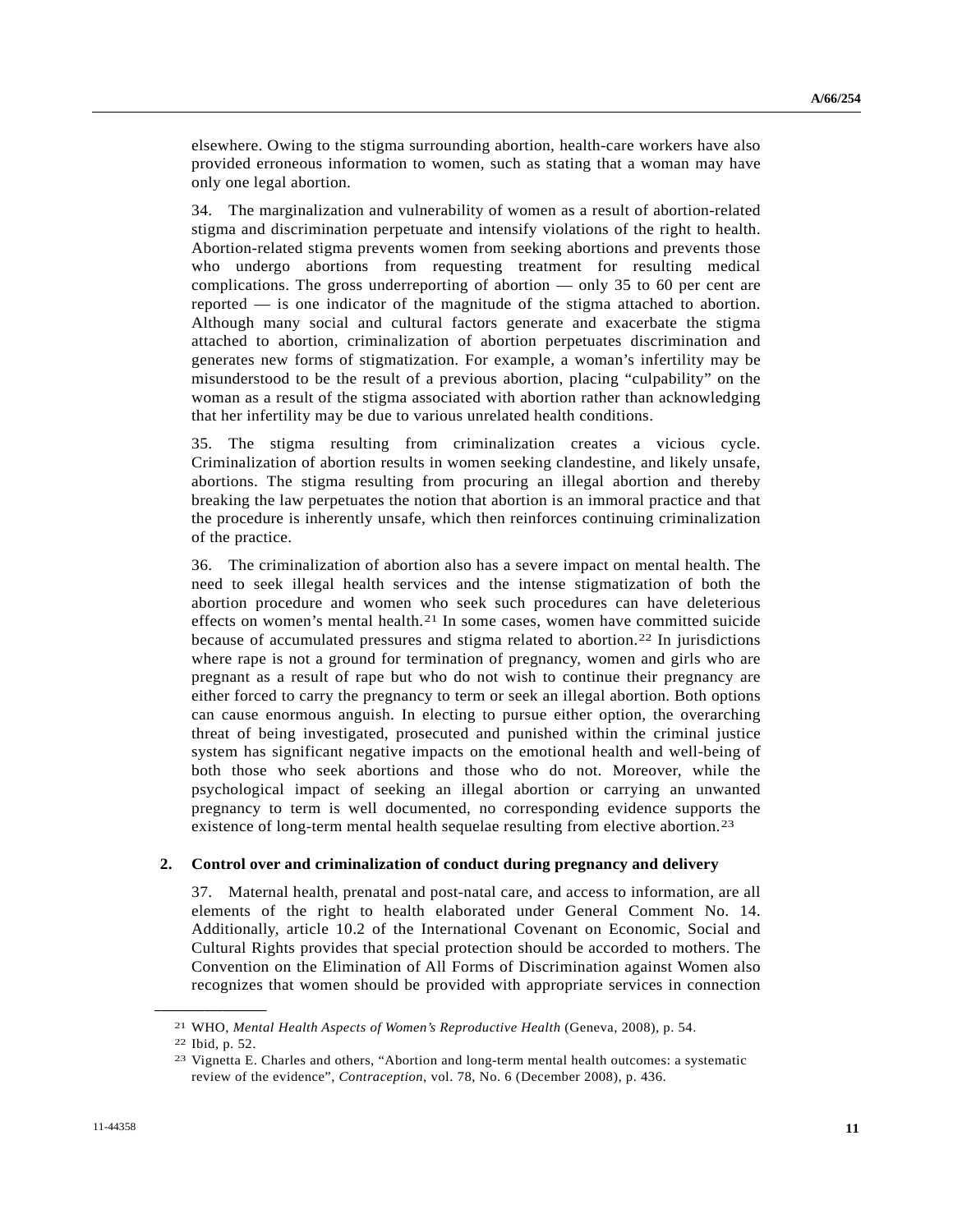elsewhere. Owing to the stigma surrounding abortion, health-care workers have also provided erroneous information to women, such as stating that a woman may have only one legal abortion.

34. The marginalization and vulnerability of women as a result of abortion-related stigma and discrimination perpetuate and intensify violations of the right to health. Abortion-related stigma prevents women from seeking abortions and prevents those who undergo abortions from requesting treatment for resulting medical complications. The gross underreporting of abortion — only 35 to 60 per cent are reported — is one indicator of the magnitude of the stigma attached to abortion. Although many social and cultural factors generate and exacerbate the stigma attached to abortion, criminalization of abortion perpetuates discrimination and generates new forms of stigmatization. For example, a woman's infertility may be misunderstood to be the result of a previous abortion, placing "culpability" on the woman as a result of the stigma associated with abortion rather than acknowledging that her infertility may be due to various unrelated health conditions.

35. The stigma resulting from criminalization creates a vicious cycle. Criminalization of abortion results in women seeking clandestine, and likely unsafe, abortions. The stigma resulting from procuring an illegal abortion and thereby breaking the law perpetuates the notion that abortion is an immoral practice and that the procedure is inherently unsafe, which then reinforces continuing criminalization of the practice.

36. The criminalization of abortion also has a severe impact on mental health. The need to seek illegal health services and the intense stigmatization of both the abortion procedure and women who seek such procedures can have deleterious effects on women's mental health.[21] In some cases, women have committed suicide because of accumulated pressures and stigma related to abortion.[22] In jurisdictions where rape is not a ground for termination of pregnancy, women and girls who are pregnant as a result of rape but who do not wish to continue their pregnancy are either forced to carry the pregnancy to term or seek an illegal abortion. Both options can cause enormous anguish. In electing to pursue either option, the overarching threat of being investigated, prosecuted and punished within the criminal justice system has significant negative impacts on the emotional health and well-being of both those who seek abortions and those who do not. Moreover, while the psychological impact of seeking an illegal abortion or carrying an unwanted pregnancy to term is well documented, no corresponding evidence supports the existence of long-term mental health sequelae resulting from elective abortion.[23]

### 2. Control over and criminalization of conduct during pregnancy and delivery

37. Maternal health, prenatal and post-natal care, and access to information, are all elements of the right to health elaborated under General Comment No. 14. Additionally, article 10.2 of the International Covenant on Economic, Social and Cultural Rights provides that special protection should be accorded to mothers. The Convention on the Elimination of All Forms of Discrimination against Women also recognizes that women should be provided with appropriate services in connection

---

[21] WHO, *Mental Health Aspects of Women's Reproductive Health* (Geneva, 2008), p. 54.

[22] Ibid, p. 52.

[23] Vignetta E. Charles and others, "Abortion and long-term mental health outcomes: a systematic review of the evidence", *Contraception*, vol. 78, No. 6 (December 2008), p. 436.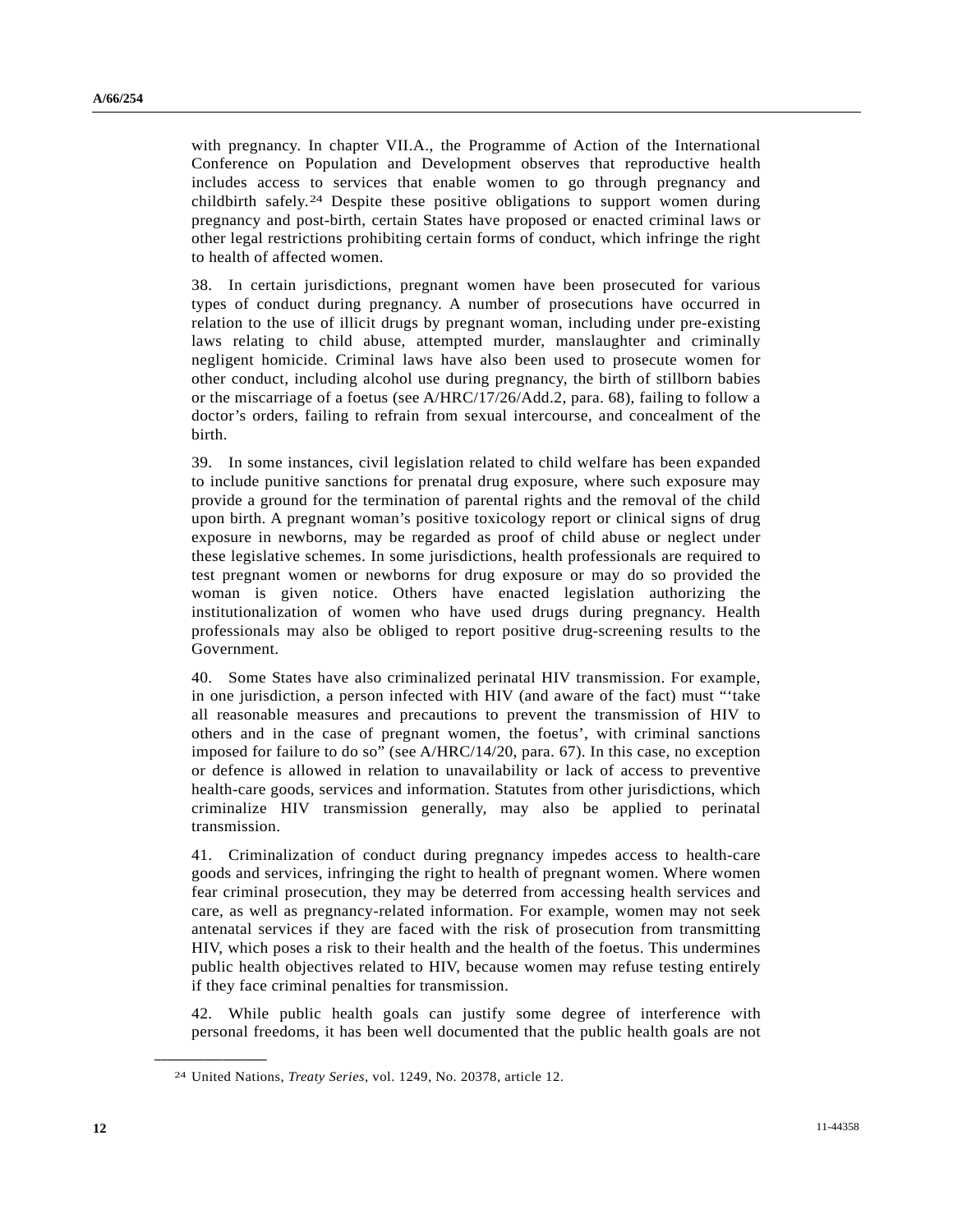with pregnancy. In chapter VII.A., the Programme of Action of the International Conference on Population and Development observes that reproductive health includes access to services that enable women to go through pregnancy and childbirth safely.[24] Despite these positive obligations to support women during pregnancy and post-birth, certain States have proposed or enacted criminal laws or other legal restrictions prohibiting certain forms of conduct, which infringe the right to health of affected women.

38. In certain jurisdictions, pregnant women have been prosecuted for various types of conduct during pregnancy. A number of prosecutions have occurred in relation to the use of illicit drugs by pregnant woman, including under pre-existing laws relating to child abuse, attempted murder, manslaughter and criminally negligent homicide. Criminal laws have also been used to prosecute women for other conduct, including alcohol use during pregnancy, the birth of stillborn babies or the miscarriage of a foetus (see A/HRC/17/26/Add.2, para. 68), failing to follow a doctor's orders, failing to refrain from sexual intercourse, and concealment of the birth.

39. In some instances, civil legislation related to child welfare has been expanded to include punitive sanctions for prenatal drug exposure, where such exposure may provide a ground for the termination of parental rights and the removal of the child upon birth. A pregnant woman's positive toxicology report or clinical signs of drug exposure in newborns, may be regarded as proof of child abuse or neglect under these legislative schemes. In some jurisdictions, health professionals are required to test pregnant women or newborns for drug exposure or may do so provided the woman is given notice. Others have enacted legislation authorizing the institutionalization of women who have used drugs during pregnancy. Health professionals may also be obliged to report positive drug-screening results to the Government.

40. Some States have also criminalized perinatal HIV transmission. For example, in one jurisdiction, a person infected with HIV (and aware of the fact) must "'take all reasonable measures and precautions to prevent the transmission of HIV to others and in the case of pregnant women, the foetus', with criminal sanctions imposed for failure to do so" (see A/HRC/14/20, para. 67). In this case, no exception or defence is allowed in relation to unavailability or lack of access to preventive health-care goods, services and information. Statutes from other jurisdictions, which criminalize HIV transmission generally, may also be applied to perinatal transmission.

41. Criminalization of conduct during pregnancy impedes access to health-care goods and services, infringing the right to health of pregnant women. Where women fear criminal prosecution, they may be deterred from accessing health services and care, as well as pregnancy-related information. For example, women may not seek antenatal services if they are faced with the risk of prosecution from transmitting HIV, which poses a risk to their health and the health of the foetus. This undermines public health objectives related to HIV, because women may refuse testing entirely if they face criminal penalties for transmission.

42. While public health goals can justify some degree of interference with personal freedoms, it has been well documented that the public health goals are not

---

[24] United Nations, *Treaty Series*, vol. 1249, No. 20378, article 12.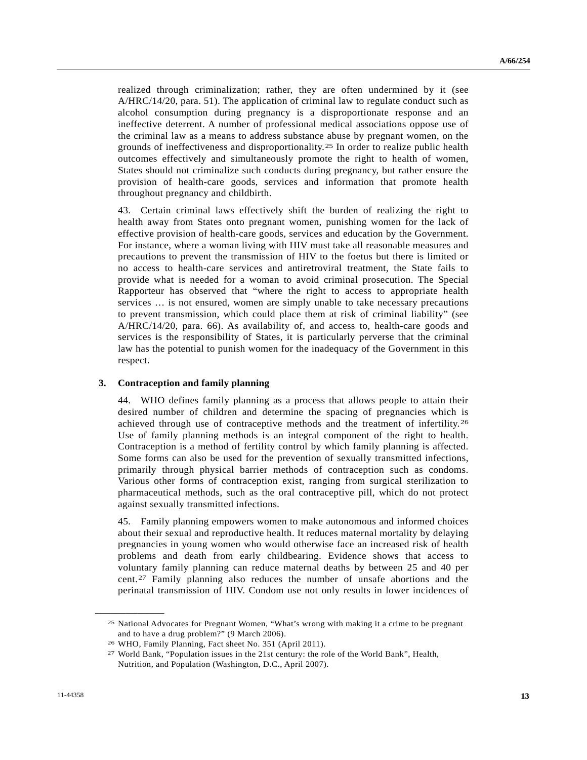realized through criminalization; rather, they are often undermined by it (see A/HRC/14/20, para. 51). The application of criminal law to regulate conduct such as alcohol consumption during pregnancy is a disproportionate response and an ineffective deterrent. A number of professional medical associations oppose use of the criminal law as a means to address substance abuse by pregnant women, on the grounds of ineffectiveness and disproportionality.[25] In order to realize public health outcomes effectively and simultaneously promote the right to health of women, States should not criminalize such conducts during pregnancy, but rather ensure the provision of health-care goods, services and information that promote health throughout pregnancy and childbirth.

43. Certain criminal laws effectively shift the burden of realizing the right to health away from States onto pregnant women, punishing women for the lack of effective provision of health-care goods, services and education by the Government. For instance, where a woman living with HIV must take all reasonable measures and precautions to prevent the transmission of HIV to the foetus but there is limited or no access to health-care services and antiretroviral treatment, the State fails to provide what is needed for a woman to avoid criminal prosecution. The Special Rapporteur has observed that "where the right to access to appropriate health services … is not ensured, women are simply unable to take necessary precautions to prevent transmission, which could place them at risk of criminal liability" (see A/HRC/14/20, para. 66). As availability of, and access to, health-care goods and services is the responsibility of States, it is particularly perverse that the criminal law has the potential to punish women for the inadequacy of the Government in this respect.

### 3. Contraception and family planning

44. WHO defines family planning as a process that allows people to attain their desired number of children and determine the spacing of pregnancies which is achieved through use of contraceptive methods and the treatment of infertility.[26] Use of family planning methods is an integral component of the right to health. Contraception is a method of fertility control by which family planning is affected. Some forms can also be used for the prevention of sexually transmitted infections, primarily through physical barrier methods of contraception such as condoms. Various other forms of contraception exist, ranging from surgical sterilization to pharmaceutical methods, such as the oral contraceptive pill, which do not protect against sexually transmitted infections.

45. Family planning empowers women to make autonomous and informed choices about their sexual and reproductive health. It reduces maternal mortality by delaying pregnancies in young women who would otherwise face an increased risk of health problems and death from early childbearing. Evidence shows that access to voluntary family planning can reduce maternal deaths by between 25 and 40 per cent.[27] Family planning also reduces the number of unsafe abortions and the perinatal transmission of HIV. Condom use not only results in lower incidences of

---

[25] National Advocates for Pregnant Women, "What's wrong with making it a crime to be pregnant and to have a drug problem?" (9 March 2006).

[26] WHO, Family Planning, Fact sheet No. 351 (April 2011).

[27] World Bank, "Population issues in the 21st century: the role of the World Bank", Health, Nutrition, and Population (Washington, D.C., April 2007).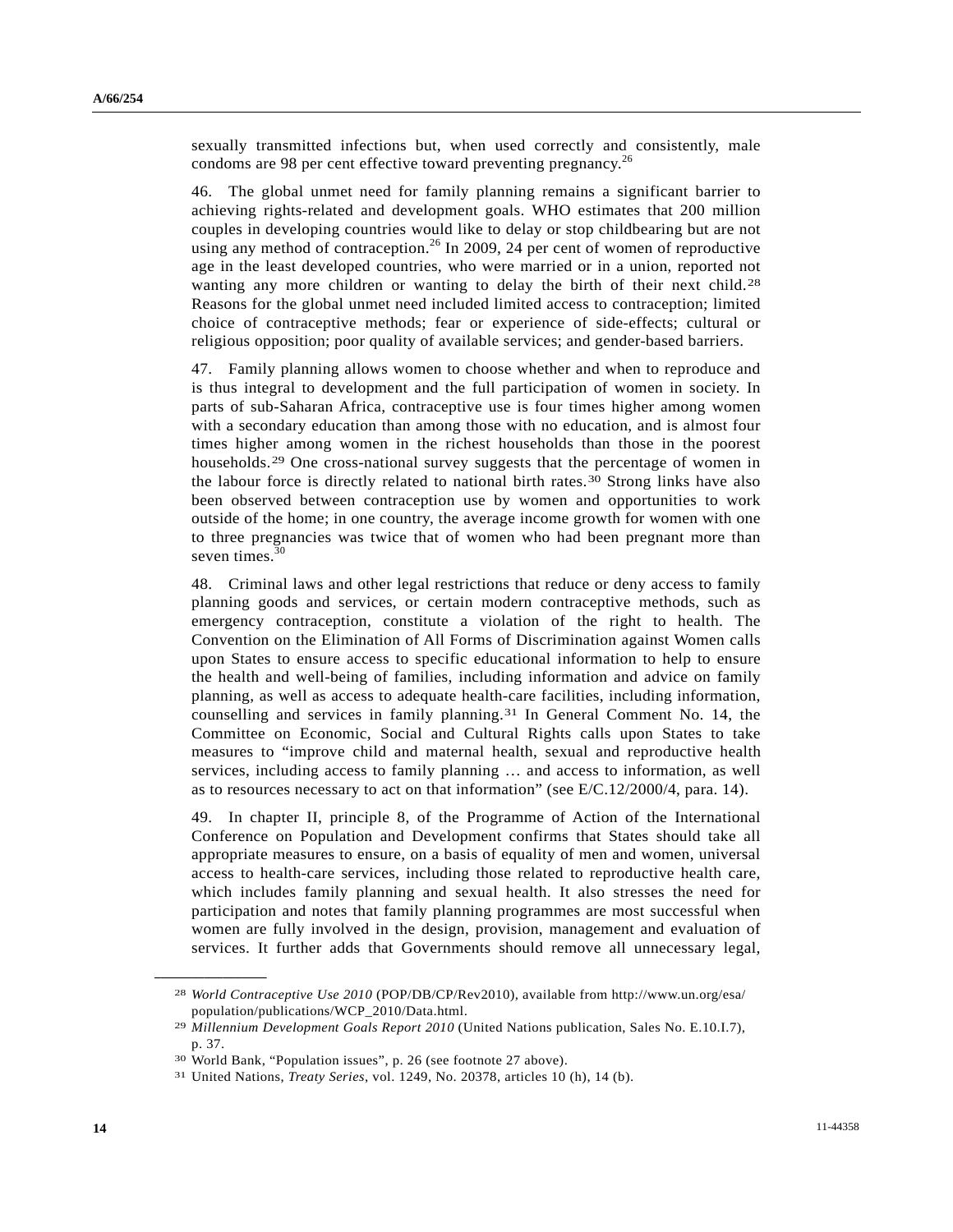sexually transmitted infections but, when used correctly and consistently, male condoms are 98 per cent effective toward preventing pregnancy.[26]

46. The global unmet need for family planning remains a significant barrier to achieving rights-related and development goals. WHO estimates that 200 million couples in developing countries would like to delay or stop childbearing but are not using any method of contraception.[26] In 2009, 24 per cent of women of reproductive age in the least developed countries, who were married or in a union, reported not wanting any more children or wanting to delay the birth of their next child.[28] Reasons for the global unmet need included limited access to contraception; limited choice of contraceptive methods; fear or experience of side-effects; cultural or religious opposition; poor quality of available services; and gender-based barriers.

47. Family planning allows women to choose whether and when to reproduce and is thus integral to development and the full participation of women in society. In parts of sub-Saharan Africa, contraceptive use is four times higher among women with a secondary education than among those with no education, and is almost four times higher among women in the richest households than those in the poorest households.[29] One cross-national survey suggests that the percentage of women in the labour force is directly related to national birth rates.[30] Strong links have also been observed between contraception use by women and opportunities to work outside of the home; in one country, the average income growth for women with one to three pregnancies was twice that of women who had been pregnant more than seven times.[30]

48. Criminal laws and other legal restrictions that reduce or deny access to family planning goods and services, or certain modern contraceptive methods, such as emergency contraception, constitute a violation of the right to health. The Convention on the Elimination of All Forms of Discrimination against Women calls upon States to ensure access to specific educational information to help to ensure the health and well-being of families, including information and advice on family planning, as well as access to adequate health-care facilities, including information, counselling and services in family planning.[31] In General Comment No. 14, the Committee on Economic, Social and Cultural Rights calls upon States to take measures to "improve child and maternal health, sexual and reproductive health services, including access to family planning … and access to information, as well as to resources necessary to act on that information" (see E/C.12/2000/4, para. 14).

49. In chapter II, principle 8, of the Programme of Action of the International Conference on Population and Development confirms that States should take all appropriate measures to ensure, on a basis of equality of men and women, universal access to health-care services, including those related to reproductive health care, which includes family planning and sexual health. It also stresses the need for participation and notes that family planning programmes are most successful when women are fully involved in the design, provision, management and evaluation of services. It further adds that Governments should remove all unnecessary legal,

---

[28] *World Contraceptive Use 2010* (POP/DB/CP/Rev2010), available from http://www.un.org/esa/population/publications/WCP_2010/Data.html.

[29] *Millennium Development Goals Report 2010* (United Nations publication, Sales No. E.10.I.7), p. 37.

[30] World Bank, "Population issues", p. 26 (see footnote 27 above).

[31] United Nations, *Treaty Series*, vol. 1249, No. 20378, articles 10 (h), 14 (b).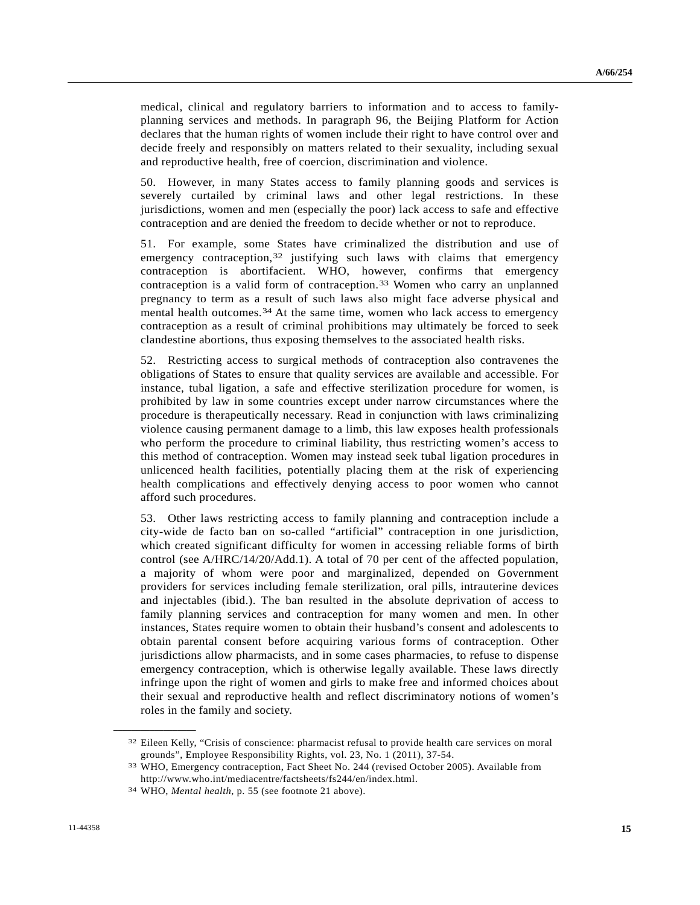medical, clinical and regulatory barriers to information and to access to family-planning services and methods. In paragraph 96, the Beijing Platform for Action declares that the human rights of women include their right to have control over and decide freely and responsibly on matters related to their sexuality, including sexual and reproductive health, free of coercion, discrimination and violence.

50. However, in many States access to family planning goods and services is severely curtailed by criminal laws and other legal restrictions. In these jurisdictions, women and men (especially the poor) lack access to safe and effective contraception and are denied the freedom to decide whether or not to reproduce.

51. For example, some States have criminalized the distribution and use of emergency contraception,[32] justifying such laws with claims that emergency contraception is abortifacient. WHO, however, confirms that emergency contraception is a valid form of contraception.[33] Women who carry an unplanned pregnancy to term as a result of such laws also might face adverse physical and mental health outcomes.[34] At the same time, women who lack access to emergency contraception as a result of criminal prohibitions may ultimately be forced to seek clandestine abortions, thus exposing themselves to the associated health risks.

52. Restricting access to surgical methods of contraception also contravenes the obligations of States to ensure that quality services are available and accessible. For instance, tubal ligation, a safe and effective sterilization procedure for women, is prohibited by law in some countries except under narrow circumstances where the procedure is therapeutically necessary. Read in conjunction with laws criminalizing violence causing permanent damage to a limb, this law exposes health professionals who perform the procedure to criminal liability, thus restricting women's access to this method of contraception. Women may instead seek tubal ligation procedures in unlicenced health facilities, potentially placing them at the risk of experiencing health complications and effectively denying access to poor women who cannot afford such procedures.

53. Other laws restricting access to family planning and contraception include a city-wide de facto ban on so-called "artificial" contraception in one jurisdiction, which created significant difficulty for women in accessing reliable forms of birth control (see A/HRC/14/20/Add.1). A total of 70 per cent of the affected population, a majority of whom were poor and marginalized, depended on Government providers for services including female sterilization, oral pills, intrauterine devices and injectables (ibid.). The ban resulted in the absolute deprivation of access to family planning services and contraception for many women and men. In other instances, States require women to obtain their husband's consent and adolescents to obtain parental consent before acquiring various forms of contraception. Other jurisdictions allow pharmacists, and in some cases pharmacies, to refuse to dispense emergency contraception, which is otherwise legally available. These laws directly infringe upon the right of women and girls to make free and informed choices about their sexual and reproductive health and reflect discriminatory notions of women's roles in the family and society.

---

[32] Eileen Kelly, "Crisis of conscience: pharmacist refusal to provide health care services on moral grounds", Employee Responsibility Rights, vol. 23, No. 1 (2011), 37-54.

[33] WHO, Emergency contraception, Fact Sheet No. 244 (revised October 2005). Available from http://www.who.int/mediacentre/factsheets/fs244/en/index.html.

[34] WHO, *Mental health*, p. 55 (see footnote 21 above).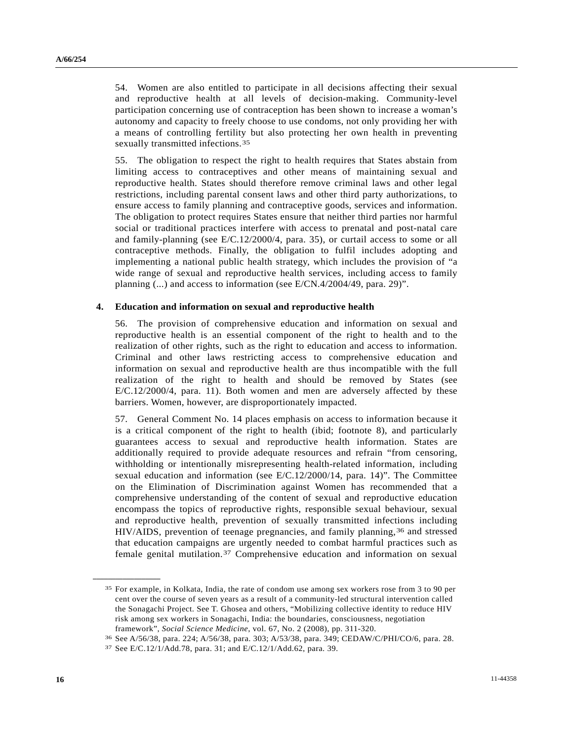54. Women are also entitled to participate in all decisions affecting their sexual and reproductive health at all levels of decision-making. Community-level participation concerning use of contraception has been shown to increase a woman's autonomy and capacity to freely choose to use condoms, not only providing her with a means of controlling fertility but also protecting her own health in preventing sexually transmitted infections.[35]

55. The obligation to respect the right to health requires that States abstain from limiting access to contraceptives and other means of maintaining sexual and reproductive health. States should therefore remove criminal laws and other legal restrictions, including parental consent laws and other third party authorizations, to ensure access to family planning and contraceptive goods, services and information. The obligation to protect requires States ensure that neither third parties nor harmful social or traditional practices interfere with access to prenatal and post-natal care and family-planning (see E/C.12/2000/4, para. 35), or curtail access to some or all contraceptive methods. Finally, the obligation to fulfil includes adopting and implementing a national public health strategy, which includes the provision of "a wide range of sexual and reproductive health services, including access to family planning (...) and access to information (see E/CN.4/2004/49, para. 29)".

### 4. Education and information on sexual and reproductive health

56. The provision of comprehensive education and information on sexual and reproductive health is an essential component of the right to health and to the realization of other rights, such as the right to education and access to information. Criminal and other laws restricting access to comprehensive education and information on sexual and reproductive health are thus incompatible with the full realization of the right to health and should be removed by States (see E/C.12/2000/4, para. 11). Both women and men are adversely affected by these barriers. Women, however, are disproportionately impacted.

57. General Comment No. 14 places emphasis on access to information because it is a critical component of the right to health (ibid; footnote 8), and particularly guarantees access to sexual and reproductive health information. States are additionally required to provide adequate resources and refrain "from censoring, withholding or intentionally misrepresenting health-related information, including sexual education and information (see E/C.12/2000/14, para. 14)". The Committee on the Elimination of Discrimination against Women has recommended that a comprehensive understanding of the content of sexual and reproductive education encompass the topics of reproductive rights, responsible sexual behaviour, sexual and reproductive health, prevention of sexually transmitted infections including HIV/AIDS, prevention of teenage pregnancies, and family planning,[36] and stressed that education campaigns are urgently needed to combat harmful practices such as female genital mutilation.[37] Comprehensive education and information on sexual

---

[35] For example, in Kolkata, India, the rate of condom use among sex workers rose from 3 to 90 per cent over the course of seven years as a result of a community-led structural intervention called the Sonagachi Project. See T. Ghosea and others, "Mobilizing collective identity to reduce HIV risk among sex workers in Sonagachi, India: the boundaries, consciousness, negotiation framework", *Social Science Medicine*, vol. 67, No. 2 (2008), pp. 311-320.

[36] See A/56/38, para. 224; A/56/38, para. 303; A/53/38, para. 349; CEDAW/C/PHI/CO/6, para. 28.

[37] See E/C.12/1/Add.78, para. 31; and E/C.12/1/Add.62, para. 39.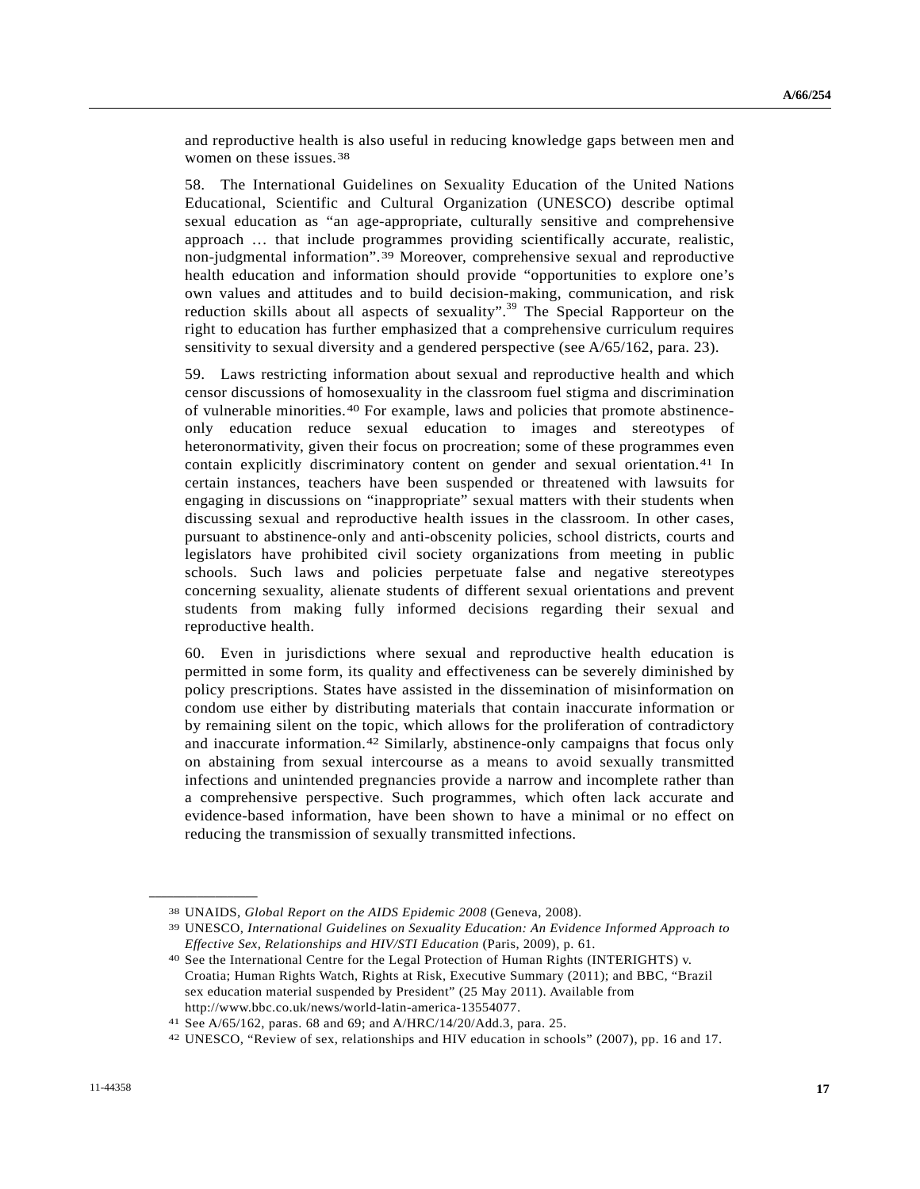and reproductive health is also useful in reducing knowledge gaps between men and women on these issues.[38]

58. The International Guidelines on Sexuality Education of the United Nations Educational, Scientific and Cultural Organization (UNESCO) describe optimal sexual education as "an age-appropriate, culturally sensitive and comprehensive approach … that include programmes providing scientifically accurate, realistic, non-judgmental information".[39] Moreover, comprehensive sexual and reproductive health education and information should provide "opportunities to explore one's own values and attitudes and to build decision-making, communication, and risk reduction skills about all aspects of sexuality".[39] The Special Rapporteur on the right to education has further emphasized that a comprehensive curriculum requires sensitivity to sexual diversity and a gendered perspective (see A/65/162, para. 23).

59. Laws restricting information about sexual and reproductive health and which censor discussions of homosexuality in the classroom fuel stigma and discrimination of vulnerable minorities.[40] For example, laws and policies that promote abstinence-only education reduce sexual education to images and stereotypes of heteronormativity, given their focus on procreation; some of these programmes even contain explicitly discriminatory content on gender and sexual orientation.[41] In certain instances, teachers have been suspended or threatened with lawsuits for engaging in discussions on "inappropriate" sexual matters with their students when discussing sexual and reproductive health issues in the classroom. In other cases, pursuant to abstinence-only and anti-obscenity policies, school districts, courts and legislators have prohibited civil society organizations from meeting in public schools. Such laws and policies perpetuate false and negative stereotypes concerning sexuality, alienate students of different sexual orientations and prevent students from making fully informed decisions regarding their sexual and reproductive health.

60. Even in jurisdictions where sexual and reproductive health education is permitted in some form, its quality and effectiveness can be severely diminished by policy prescriptions. States have assisted in the dissemination of misinformation on condom use either by distributing materials that contain inaccurate information or by remaining silent on the topic, which allows for the proliferation of contradictory and inaccurate information.[42] Similarly, abstinence-only campaigns that focus only on abstaining from sexual intercourse as a means to avoid sexually transmitted infections and unintended pregnancies provide a narrow and incomplete rather than a comprehensive perspective. Such programmes, which often lack accurate and evidence-based information, have been shown to have a minimal or no effect on reducing the transmission of sexually transmitted infections.

---

[38] UNAIDS, *Global Report on the AIDS Epidemic 2008* (Geneva, 2008).

[39] UNESCO, *International Guidelines on Sexuality Education: An Evidence Informed Approach to Effective Sex, Relationships and HIV/STI Education* (Paris, 2009), p. 61.

[40] See the International Centre for the Legal Protection of Human Rights (INTERIGHTS) v. Croatia; Human Rights Watch, Rights at Risk, Executive Summary (2011); and BBC, "Brazil sex education material suspended by President" (25 May 2011). Available from http://www.bbc.co.uk/news/world-latin-america-13554077.

[41] See A/65/162, paras. 68 and 69; and A/HRC/14/20/Add.3, para. 25.

[42] UNESCO, "Review of sex, relationships and HIV education in schools" (2007), pp. 16 and 17.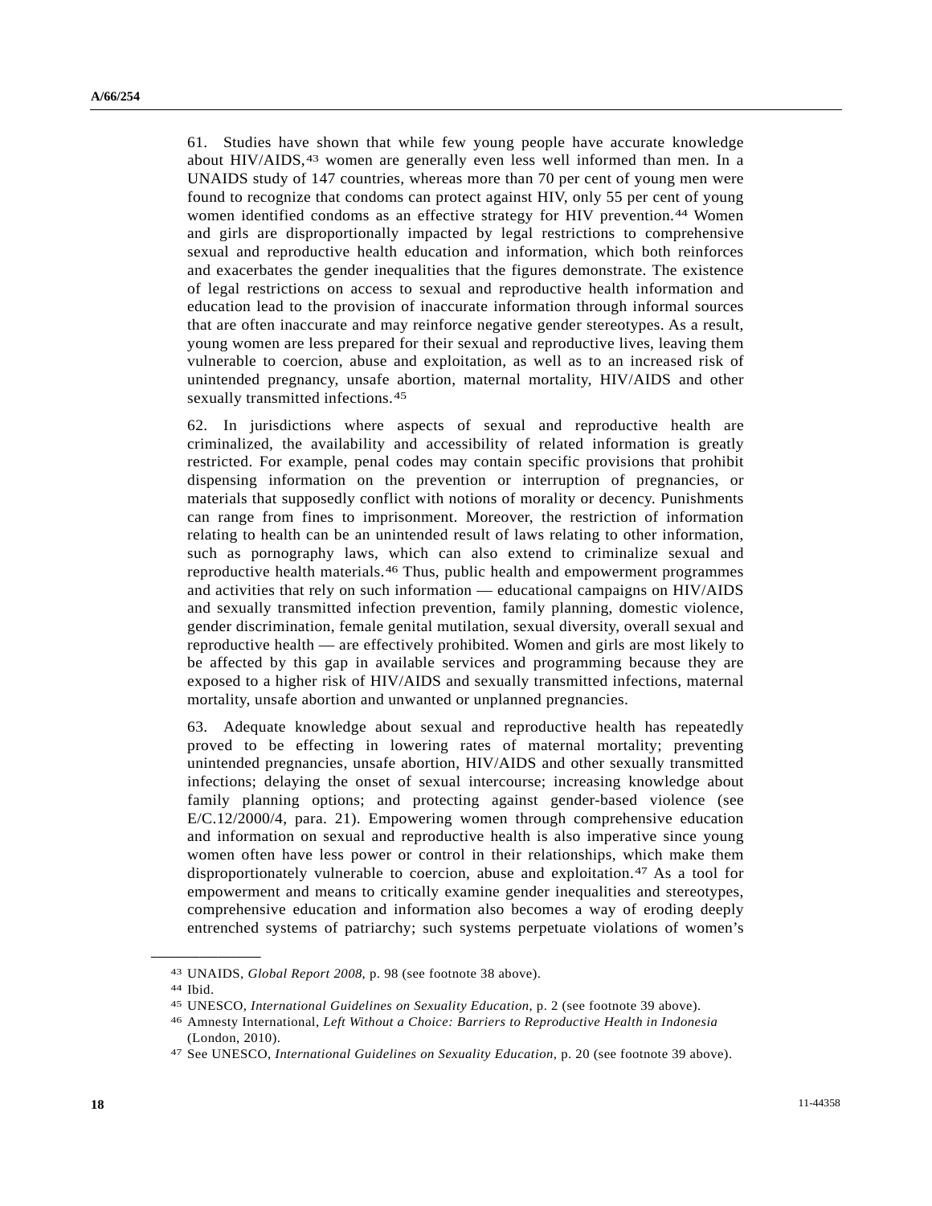61. Studies have shown that while few young people have accurate knowledge about HIV/AIDS,[43] women are generally even less well informed than men. In a UNAIDS study of 147 countries, whereas more than 70 per cent of young men were found to recognize that condoms can protect against HIV, only 55 per cent of young women identified condoms as an effective strategy for HIV prevention.[44] Women and girls are disproportionally impacted by legal restrictions to comprehensive sexual and reproductive health education and information, which both reinforces and exacerbates the gender inequalities that the figures demonstrate. The existence of legal restrictions on access to sexual and reproductive health information and education lead to the provision of inaccurate information through informal sources that are often inaccurate and may reinforce negative gender stereotypes. As a result, young women are less prepared for their sexual and reproductive lives, leaving them vulnerable to coercion, abuse and exploitation, as well as to an increased risk of unintended pregnancy, unsafe abortion, maternal mortality, HIV/AIDS and other sexually transmitted infections.[45]

62. In jurisdictions where aspects of sexual and reproductive health are criminalized, the availability and accessibility of related information is greatly restricted. For example, penal codes may contain specific provisions that prohibit dispensing information on the prevention or interruption of pregnancies, or materials that supposedly conflict with notions of morality or decency. Punishments can range from fines to imprisonment. Moreover, the restriction of information relating to health can be an unintended result of laws relating to other information, such as pornography laws, which can also extend to criminalize sexual and reproductive health materials.[46] Thus, public health and empowerment programmes and activities that rely on such information — educational campaigns on HIV/AIDS and sexually transmitted infection prevention, family planning, domestic violence, gender discrimination, female genital mutilation, sexual diversity, overall sexual and reproductive health — are effectively prohibited. Women and girls are most likely to be affected by this gap in available services and programming because they are exposed to a higher risk of HIV/AIDS and sexually transmitted infections, maternal mortality, unsafe abortion and unwanted or unplanned pregnancies.

63. Adequate knowledge about sexual and reproductive health has repeatedly proved to be effecting in lowering rates of maternal mortality; preventing unintended pregnancies, unsafe abortion, HIV/AIDS and other sexually transmitted infections; delaying the onset of sexual intercourse; increasing knowledge about family planning options; and protecting against gender-based violence (see E/C.12/2000/4, para. 21). Empowering women through comprehensive education and information on sexual and reproductive health is also imperative since young women often have less power or control in their relationships, which make them disproportionately vulnerable to coercion, abuse and exploitation.[47] As a tool for empowerment and means to critically examine gender inequalities and stereotypes, comprehensive education and information also becomes a way of eroding deeply entrenched systems of patriarchy; such systems perpetuate violations of women's

---

[43] UNAIDS, *Global Report 2008*, p. 98 (see footnote 38 above).

[44] Ibid.

[45] UNESCO, *International Guidelines on Sexuality Education*, p. 2 (see footnote 39 above).

[46] Amnesty International, *Left Without a Choice: Barriers to Reproductive Health in Indonesia* (London, 2010).

[47] See UNESCO, *International Guidelines on Sexuality Education*, p. 20 (see footnote 39 above).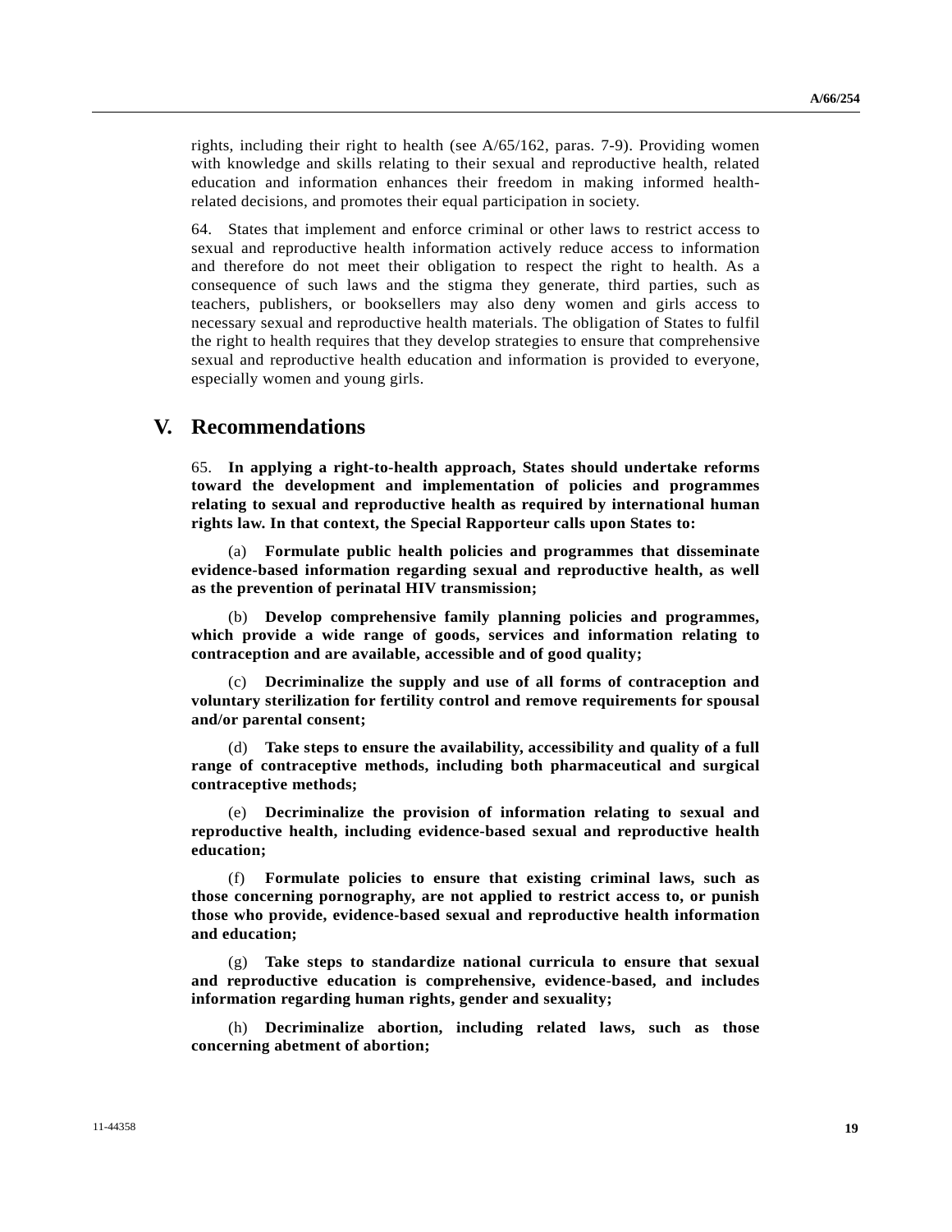rights, including their right to health (see A/65/162, paras. 7-9). Providing women with knowledge and skills relating to their sexual and reproductive health, related education and information enhances their freedom in making informed health-related decisions, and promotes their equal participation in society.

64. States that implement and enforce criminal or other laws to restrict access to sexual and reproductive health information actively reduce access to information and therefore do not meet their obligation to respect the right to health. As a consequence of such laws and the stigma they generate, third parties, such as teachers, publishers, or booksellers may also deny women and girls access to necessary sexual and reproductive health materials. The obligation of States to fulfil the right to health requires that they develop strategies to ensure that comprehensive sexual and reproductive health education and information is provided to everyone, especially women and young girls.

# V. Recommendations

65. **In applying a right-to-health approach, States should undertake reforms toward the development and implementation of policies and programmes relating to sexual and reproductive health as required by international human rights law. In that context, the Special Rapporteur calls upon States to:**

(a) **Formulate public health policies and programmes that disseminate evidence-based information regarding sexual and reproductive health, as well as the prevention of perinatal HIV transmission;**

(b) **Develop comprehensive family planning policies and programmes, which provide a wide range of goods, services and information relating to contraception and are available, accessible and of good quality;**

(c) **Decriminalize the supply and use of all forms of contraception and voluntary sterilization for fertility control and remove requirements for spousal and/or parental consent;**

(d) **Take steps to ensure the availability, accessibility and quality of a full range of contraceptive methods, including both pharmaceutical and surgical contraceptive methods;**

(e) **Decriminalize the provision of information relating to sexual and reproductive health, including evidence-based sexual and reproductive health education;**

(f) **Formulate policies to ensure that existing criminal laws, such as those concerning pornography, are not applied to restrict access to, or punish those who provide, evidence-based sexual and reproductive health information and education;**

(g) **Take steps to standardize national curricula to ensure that sexual and reproductive education is comprehensive, evidence-based, and includes information regarding human rights, gender and sexuality;**

(h) **Decriminalize abortion, including related laws, such as those concerning abetment of abortion;**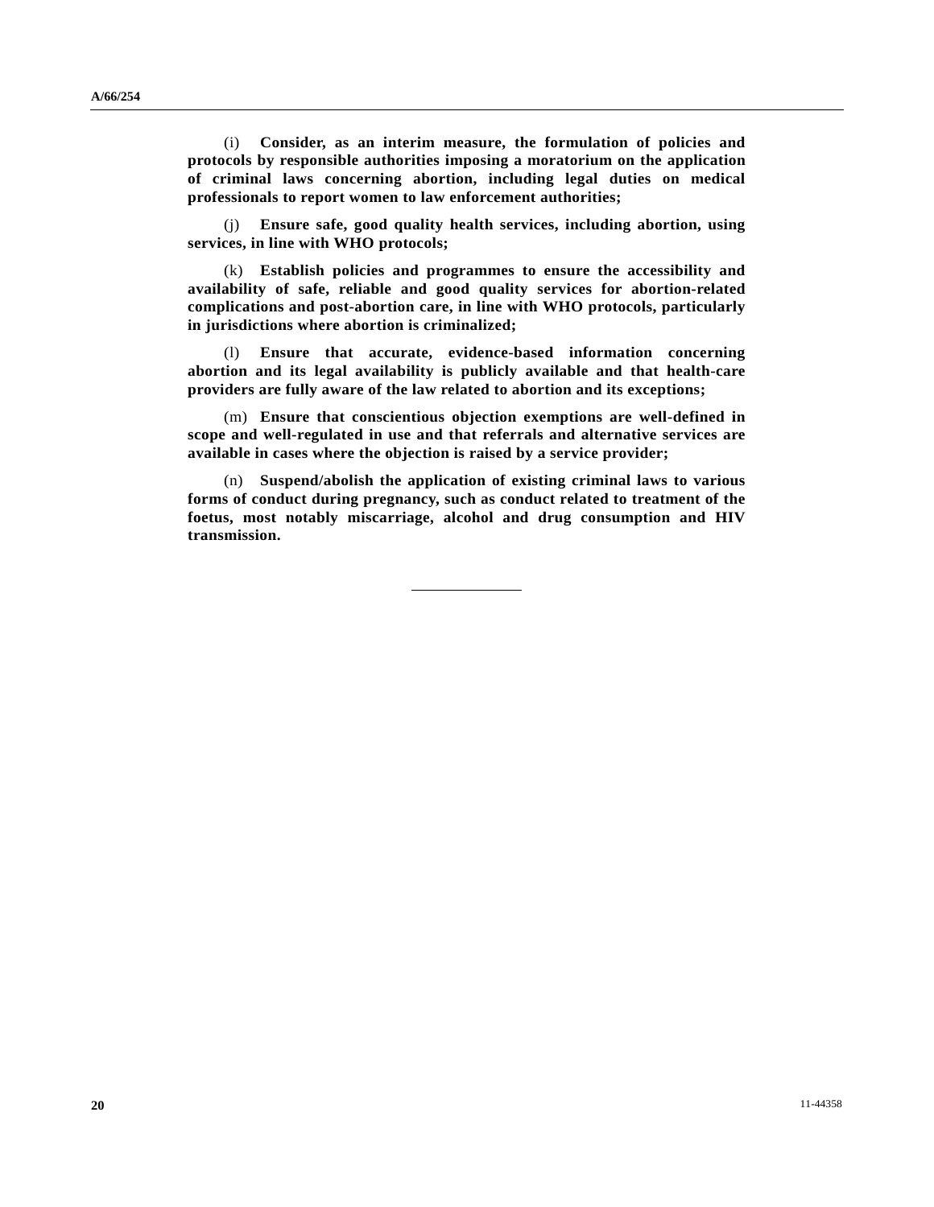(i) **Consider, as an interim measure, the formulation of policies and protocols by responsible authorities imposing a moratorium on the application of criminal laws concerning abortion, including legal duties on medical professionals to report women to law enforcement authorities;**

(j) **Ensure safe, good quality health services, including abortion, using services, in line with WHO protocols;**

(k) **Establish policies and programmes to ensure the accessibility and availability of safe, reliable and good quality services for abortion-related complications and post-abortion care, in line with WHO protocols, particularly in jurisdictions where abortion is criminalized;**

(l) **Ensure that accurate, evidence-based information concerning abortion and its legal availability is publicly available and that health-care providers are fully aware of the law related to abortion and its exceptions;**

(m) **Ensure that conscientious objection exemptions are well-defined in scope and well-regulated in use and that referrals and alternative services are available in cases where the objection is raised by a service provider;**

(n) **Suspend/abolish the application of existing criminal laws to various forms of conduct during pregnancy, such as conduct related to treatment of the foetus, most notably miscarriage, alcohol and drug consumption and HIV transmission.**